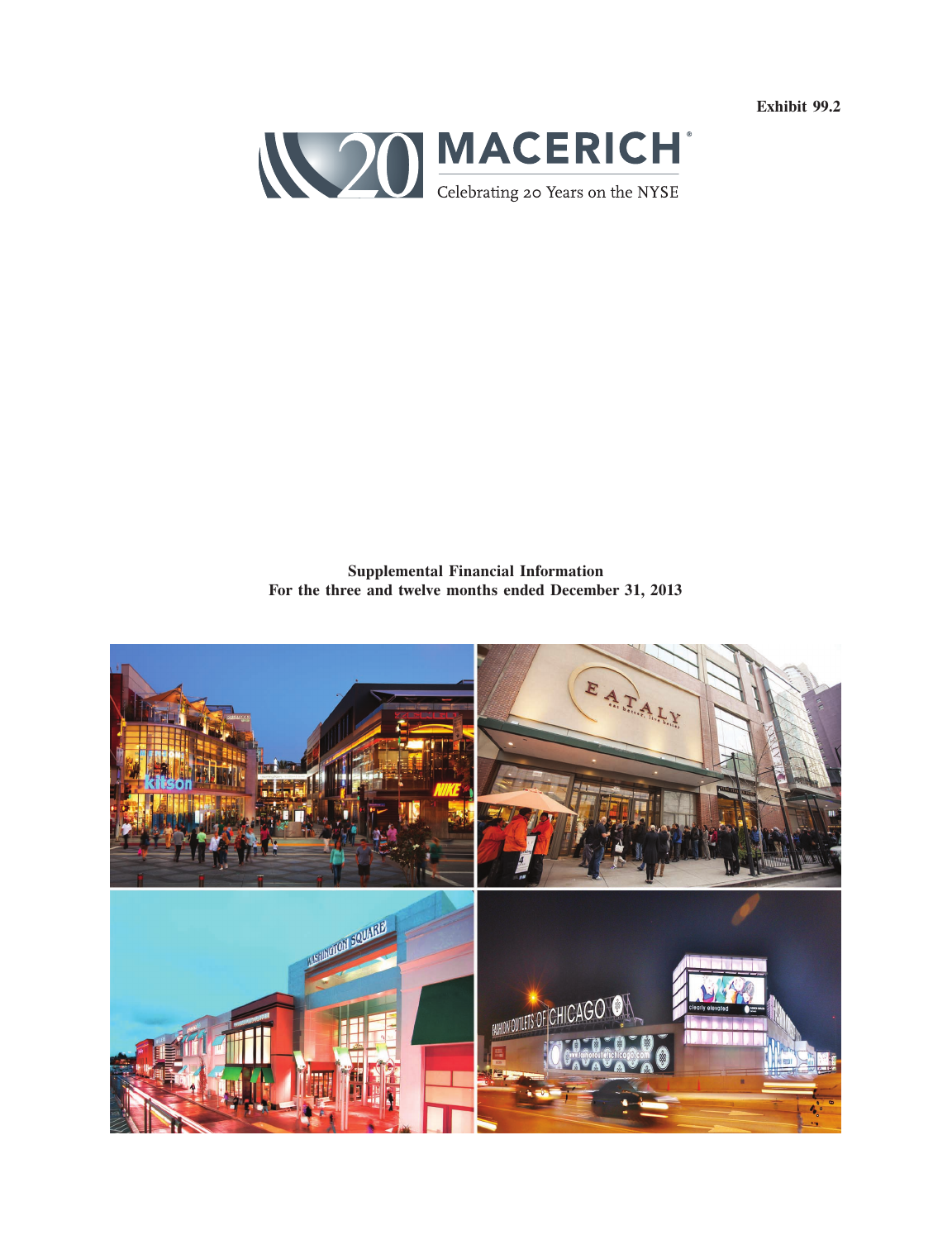Exhibit 99.2

# MACERICH

Celebrating 20 Years on the NYSE

**Supplemental Financial Information**
**For the three and twelve months ended December 31, 2013**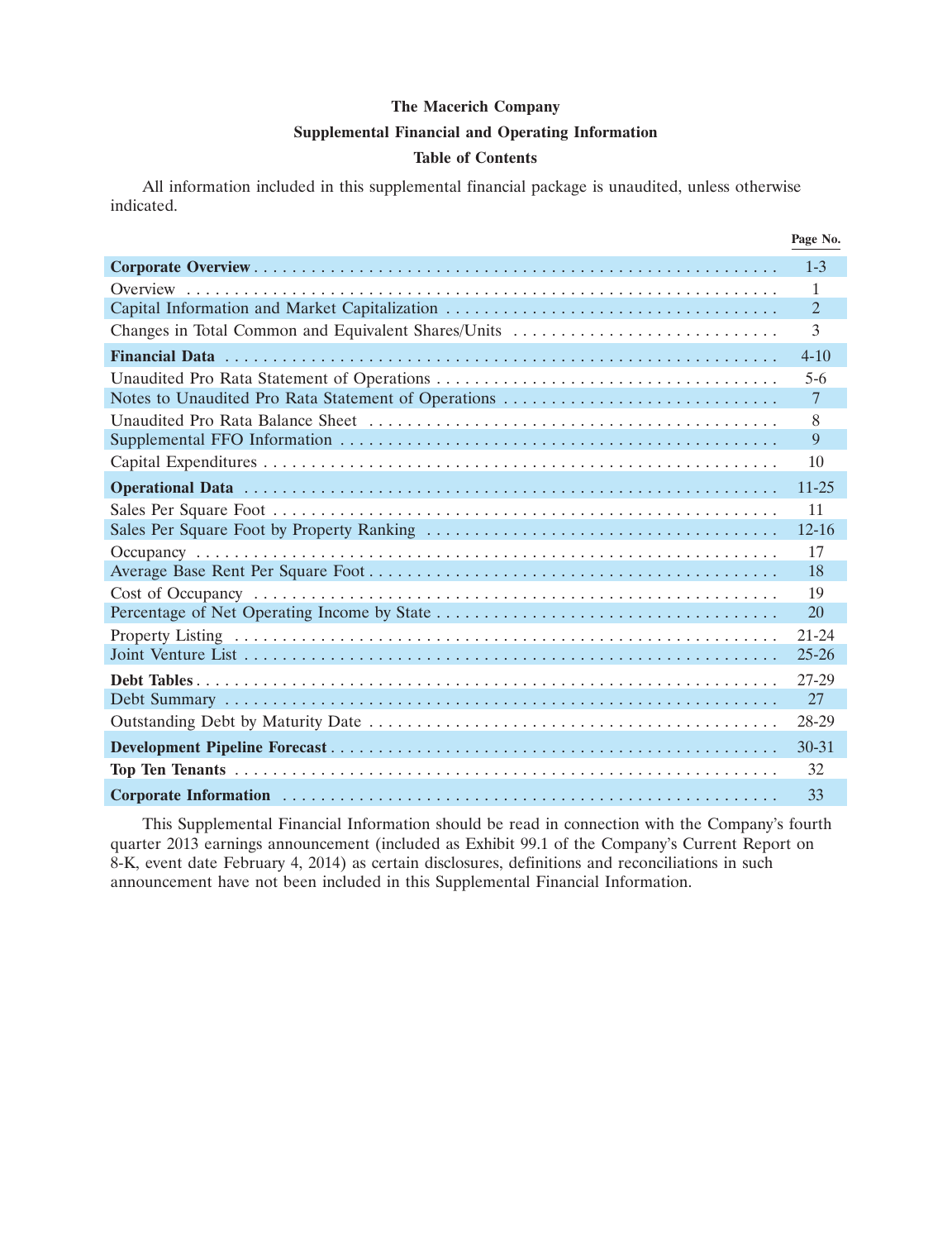# The Macerich Company

## Supplemental Financial and Operating Information

## Table of Contents

All information included in this supplemental financial package is unaudited, unless otherwise indicated.

| | Page No. |
|---|---|
| **Corporate Overview** | 1-3 |
| Overview | 1 |
| Capital Information and Market Capitalization | 2 |
| Changes in Total Common and Equivalent Shares/Units | 3 |
| **Financial Data** | 4-10 |
| Unaudited Pro Rata Statement of Operations | 5-6 |
| Notes to Unaudited Pro Rata Statement of Operations | 7 |
| Unaudited Pro Rata Balance Sheet | 8 |
| Supplemental FFO Information | 9 |
| Capital Expenditures | 10 |
| **Operational Data** | 11-25 |
| Sales Per Square Foot | 11 |
| Sales Per Square Foot by Property Ranking | 12-16 |
| Occupancy | 17 |
| Average Base Rent Per Square Foot | 18 |
| Cost of Occupancy | 19 |
| Percentage of Net Operating Income by State | 20 |
| Property Listing | 21-24 |
| Joint Venture List | 25-26 |
| **Debt Tables** | 27-29 |
| Debt Summary | 27 |
| Outstanding Debt by Maturity Date | 28-29 |
| **Development Pipeline Forecast** | 30-31 |
| **Top Ten Tenants** | 32 |
| **Corporate Information** | 33 |

This Supplemental Financial Information should be read in connection with the Company's fourth quarter 2013 earnings announcement (included as Exhibit 99.1 of the Company's Current Report on 8-K, event date February 4, 2014) as certain disclosures, definitions and reconciliations in such announcement have not been included in this Supplemental Financial Information.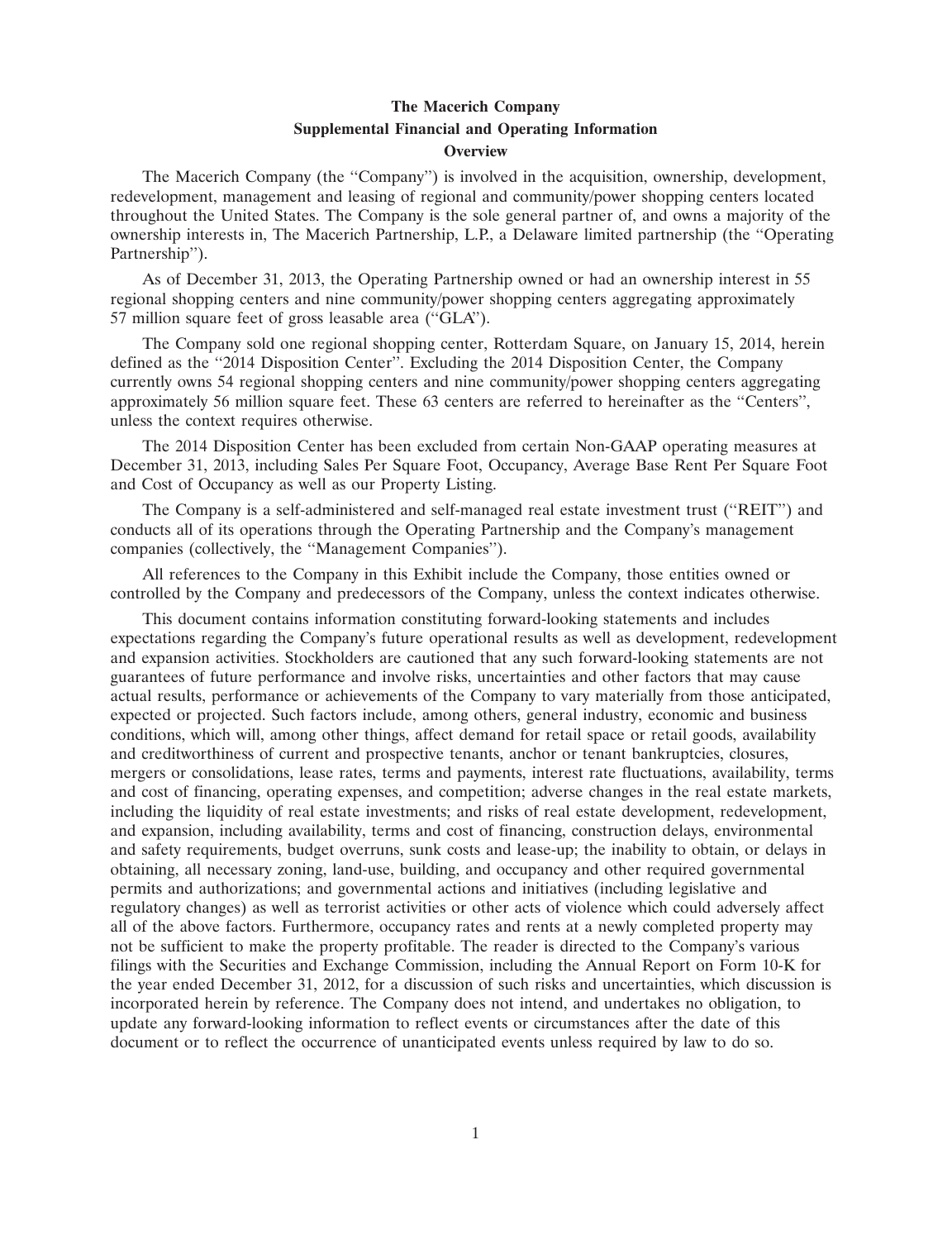# The Macerich Company
## Supplemental Financial and Operating Information
### Overview

The Macerich Company (the "Company") is involved in the acquisition, ownership, development, redevelopment, management and leasing of regional and community/power shopping centers located throughout the United States. The Company is the sole general partner of, and owns a majority of the ownership interests in, The Macerich Partnership, L.P., a Delaware limited partnership (the "Operating Partnership").

As of December 31, 2013, the Operating Partnership owned or had an ownership interest in 55 regional shopping centers and nine community/power shopping centers aggregating approximately 57 million square feet of gross leasable area ("GLA").

The Company sold one regional shopping center, Rotterdam Square, on January 15, 2014, herein defined as the "2014 Disposition Center". Excluding the 2014 Disposition Center, the Company currently owns 54 regional shopping centers and nine community/power shopping centers aggregating approximately 56 million square feet. These 63 centers are referred to hereinafter as the "Centers", unless the context requires otherwise.

The 2014 Disposition Center has been excluded from certain Non-GAAP operating measures at December 31, 2013, including Sales Per Square Foot, Occupancy, Average Base Rent Per Square Foot and Cost of Occupancy as well as our Property Listing.

The Company is a self-administered and self-managed real estate investment trust ("REIT") and conducts all of its operations through the Operating Partnership and the Company's management companies (collectively, the "Management Companies").

All references to the Company in this Exhibit include the Company, those entities owned or controlled by the Company and predecessors of the Company, unless the context indicates otherwise.

This document contains information constituting forward-looking statements and includes expectations regarding the Company's future operational results as well as development, redevelopment and expansion activities. Stockholders are cautioned that any such forward-looking statements are not guarantees of future performance and involve risks, uncertainties and other factors that may cause actual results, performance or achievements of the Company to vary materially from those anticipated, expected or projected. Such factors include, among others, general industry, economic and business conditions, which will, among other things, affect demand for retail space or retail goods, availability and creditworthiness of current and prospective tenants, anchor or tenant bankruptcies, closures, mergers or consolidations, lease rates, terms and payments, interest rate fluctuations, availability, terms and cost of financing, operating expenses, and competition; adverse changes in the real estate markets, including the liquidity of real estate investments; and risks of real estate development, redevelopment, and expansion, including availability, terms and cost of financing, construction delays, environmental and safety requirements, budget overruns, sunk costs and lease-up; the inability to obtain, or delays in obtaining, all necessary zoning, land-use, building, and occupancy and other required governmental permits and authorizations; and governmental actions and initiatives (including legislative and regulatory changes) as well as terrorist activities or other acts of violence which could adversely affect all of the above factors. Furthermore, occupancy rates and rents at a newly completed property may not be sufficient to make the property profitable. The reader is directed to the Company's various filings with the Securities and Exchange Commission, including the Annual Report on Form 10-K for the year ended December 31, 2012, for a discussion of such risks and uncertainties, which discussion is incorporated herein by reference. The Company does not intend, and undertakes no obligation, to update any forward-looking information to reflect events or circumstances after the date of this document or to reflect the occurrence of unanticipated events unless required by law to do so.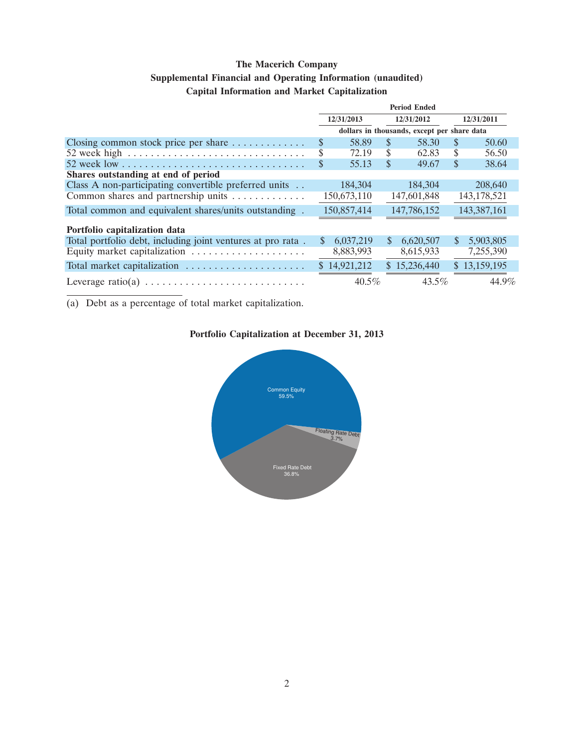# The Macerich Company

## Supplemental Financial and Operating Information (unaudited)

### Capital Information and Market Capitalization

| | Period Ended | | |
|---|---|---|---|
| | 12/31/2013 | 12/31/2012 | 12/31/2011 |
| | dollars in thousands, except per share data | | |
| Closing common stock price per share | $ 58.89 | $ 58.30 | $ 50.60 |
| 52 week high | $ 72.19 | $ 62.83 | $ 56.50 |
| 52 week low | $ 55.13 | $ 49.67 | $ 38.64 |
| **Shares outstanding at end of period** | | | |
| Class A non-participating convertible preferred units | 184,304 | 184,304 | 208,640 |
| Common shares and partnership units | 150,673,110 | 147,601,848 | 143,178,521 |
| Total common and equivalent shares/units outstanding | 150,857,414 | 147,786,152 | 143,387,161 |
| **Portfolio capitalization data** | | | |
| Total portfolio debt, including joint ventures at pro rata | $ 6,037,219 | $ 6,620,507 | $ 5,903,805 |
| Equity market capitalization | 8,883,993 | 8,615,933 | 7,255,390 |
| Total market capitalization | $ 14,921,212 | $ 15,236,440 | $ 13,159,195 |
| Leverage ratio(a) | 40.5% | 43.5% | 44.9% |

(a) Debt as a percentage of total market capitalization.

**Portfolio Capitalization at December 31, 2013**

Common Equity 59.5%

Floating Rate Debt 3.7%

Fixed Rate Debt 36.8%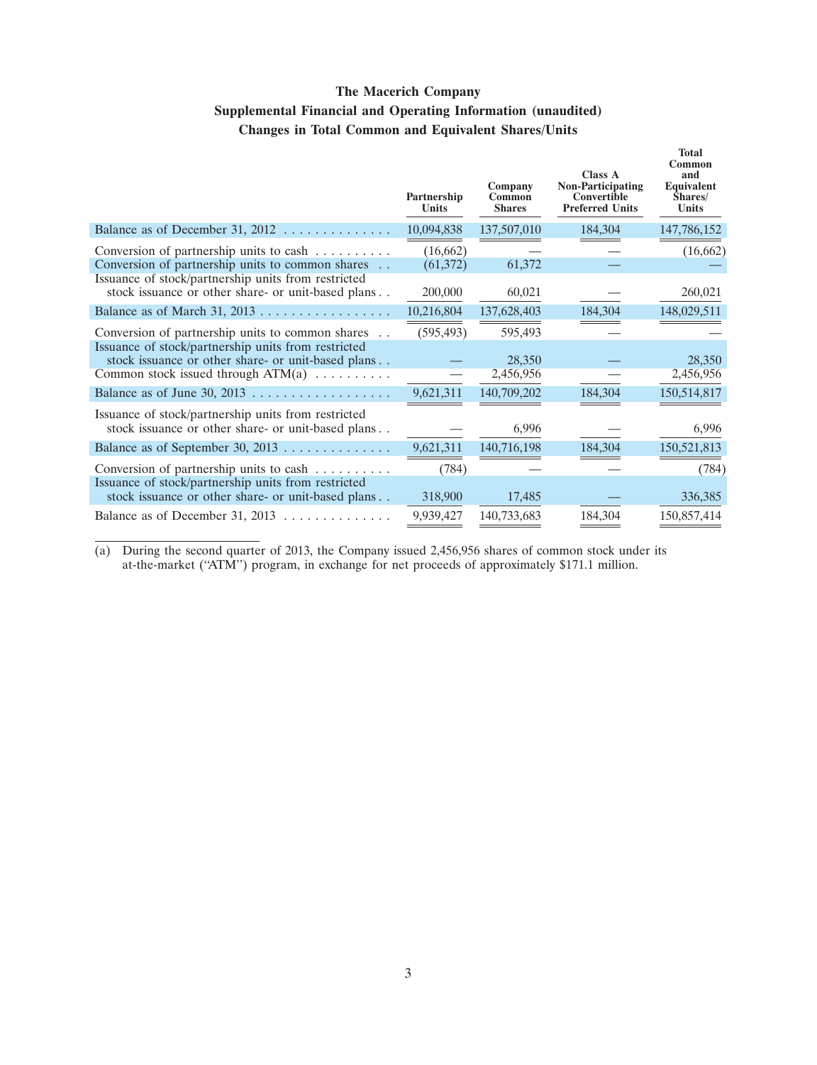# The Macerich Company

## Supplemental Financial and Operating Information (unaudited)

## Changes in Total Common and Equivalent Shares/Units

| | Partnership Units | Company Common Shares | Class A Non-Participating Convertible Preferred Units | Total Common and Equivalent Shares/ Units |
|---|---|---|---|---|
| Balance as of December 31, 2012 | 10,094,838 | 137,507,010 | 184,304 | 147,786,152 |
| Conversion of partnership units to cash | (16,662) | — | — | (16,662) |
| Conversion of partnership units to common shares | (61,372) | 61,372 | — | — |
| Issuance of stock/partnership units from restricted stock issuance or other share- or unit-based plans | 200,000 | 60,021 | — | 260,021 |
| Balance as of March 31, 2013 | 10,216,804 | 137,628,403 | 184,304 | 148,029,511 |
| Conversion of partnership units to common shares | (595,493) | 595,493 | — | — |
| Issuance of stock/partnership units from restricted stock issuance or other share- or unit-based plans | — | 28,350 | — | 28,350 |
| Common stock issued through ATM(a) | — | 2,456,956 | — | 2,456,956 |
| Balance as of June 30, 2013 | 9,621,311 | 140,709,202 | 184,304 | 150,514,817 |
| Issuance of stock/partnership units from restricted stock issuance or other share- or unit-based plans | — | 6,996 | — | 6,996 |
| Balance as of September 30, 2013 | 9,621,311 | 140,716,198 | 184,304 | 150,521,813 |
| Conversion of partnership units to cash | (784) | — | — | (784) |
| Issuance of stock/partnership units from restricted stock issuance or other share- or unit-based plans | 318,900 | 17,485 | — | 336,385 |
| Balance as of December 31, 2013 | 9,939,427 | 140,733,683 | 184,304 | 150,857,414 |

(a) During the second quarter of 2013, the Company issued 2,456,956 shares of common stock under its at-the-market ("ATM") program, in exchange for net proceeds of approximately $171.1 million.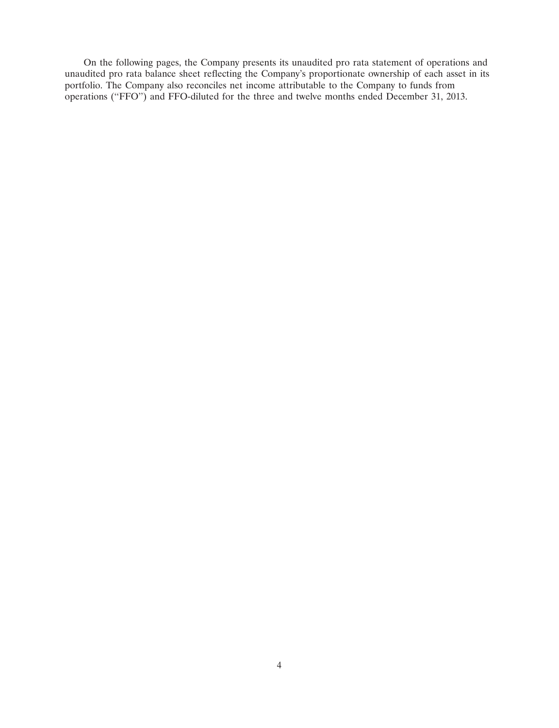On the following pages, the Company presents its unaudited pro rata statement of operations and unaudited pro rata balance sheet reflecting the Company's proportionate ownership of each asset in its portfolio. The Company also reconciles net income attributable to the Company to funds from operations ("FFO") and FFO-diluted for the three and twelve months ended December 31, 2013.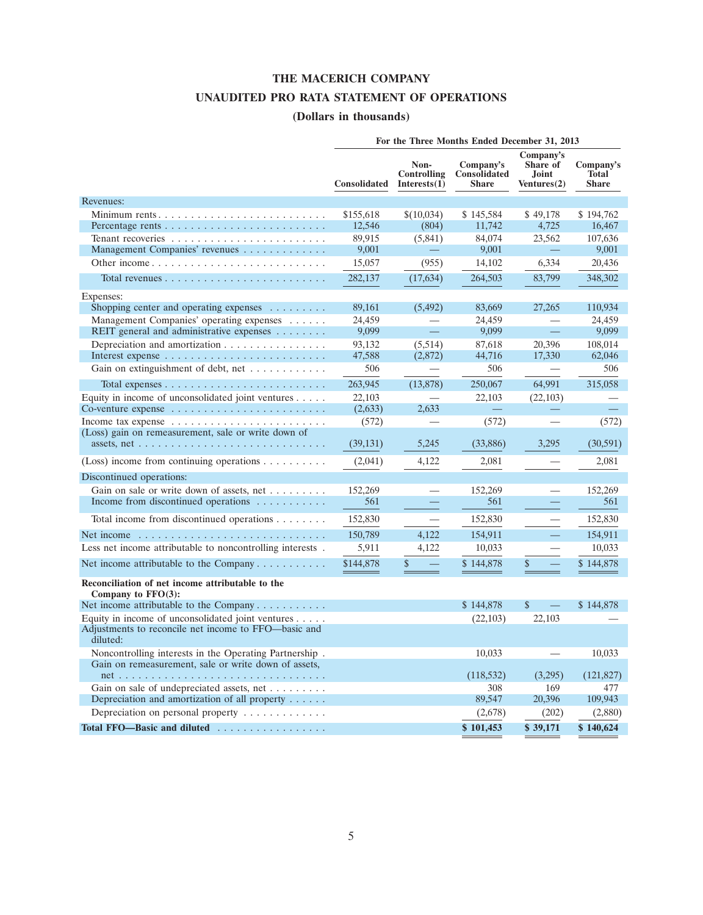# THE MACERICH COMPANY

## UNAUDITED PRO RATA STATEMENT OF OPERATIONS

### (Dollars in thousands)

| | For the Three Months Ended December 31, 2013 | | | | |
|---|---|---|---|---|---|
| | Consolidated | Non-Controlling Interests(1) | Company's Consolidated Share | Company's Share of Joint Ventures(2) | Company's Total Share |
| **Revenues:** | | | | | |
| Minimum rents | $155,618 | $(10,034) | $ 145,584 | $ 49,178 | $ 194,762 |
| Percentage rents | 12,546 | (804) | 11,742 | 4,725 | 16,467 |
| Tenant recoveries | 89,915 | (5,841) | 84,074 | 23,562 | 107,636 |
| Management Companies' revenues | 9,001 | — | 9,001 | — | 9,001 |
| Other income | 15,057 | (955) | 14,102 | 6,334 | 20,436 |
| Total revenues | 282,137 | (17,634) | 264,503 | 83,799 | 348,302 |
| **Expenses:** | | | | | |
| Shopping center and operating expenses | 89,161 | (5,492) | 83,669 | 27,265 | 110,934 |
| Management Companies' operating expenses | 24,459 | — | 24,459 | — | 24,459 |
| REIT general and administrative expenses | 9,099 | — | 9,099 | — | 9,099 |
| Depreciation and amortization | 93,132 | (5,514) | 87,618 | 20,396 | 108,014 |
| Interest expense | 47,588 | (2,872) | 44,716 | 17,330 | 62,046 |
| Gain on extinguishment of debt, net | 506 | — | 506 | — | 506 |
| Total expenses | 263,945 | (13,878) | 250,067 | 64,991 | 315,058 |
| Equity in income of unconsolidated joint ventures | 22,103 | — | 22,103 | (22,103) | — |
| Co-venture expense | (2,633) | 2,633 | — | — | — |
| Income tax expense | (572) | — | (572) | — | (572) |
| (Loss) gain on remeasurement, sale or write down of assets, net | (39,131) | 5,245 | (33,886) | 3,295 | (30,591) |
| (Loss) income from continuing operations | (2,041) | 4,122 | 2,081 | — | 2,081 |
| **Discontinued operations:** | | | | | |
| Gain on sale or write down of assets, net | 152,269 | — | 152,269 | — | 152,269 |
| Income from discontinued operations | 561 | — | 561 | — | 561 |
| Total income from discontinued operations | 152,830 | — | 152,830 | — | 152,830 |
| Net income | 150,789 | 4,122 | 154,911 | — | 154,911 |
| Less net income attributable to noncontrolling interests | 5,911 | 4,122 | 10,033 | — | 10,033 |
| Net income attributable to the Company | $144,878 | $ — | $ 144,878 | $ — | $ 144,878 |
| **Reconciliation of net income attributable to the Company to FFO(3):** | | | | | |
| Net income attributable to the Company | | | $ 144,878 | $ — | $ 144,878 |
| Equity in income of unconsolidated joint ventures | | | (22,103) | 22,103 | — |
| Adjustments to reconcile net income to FFO—basic and diluted: | | | | | |
| Noncontrolling interests in the Operating Partnership | | | 10,033 | — | 10,033 |
| Gain on remeasurement, sale or write down of assets, net | | | (118,532) | (3,295) | (121,827) |
| Gain on sale of undepreciated assets, net | | | 308 | 169 | 477 |
| Depreciation and amortization of all property | | | 89,547 | 20,396 | 109,943 |
| Depreciation on personal property | | | (2,678) | (202) | (2,880) |
| **Total FFO—Basic and diluted** | | | **$ 101,453** | **$ 39,171** | **$ 140,624** |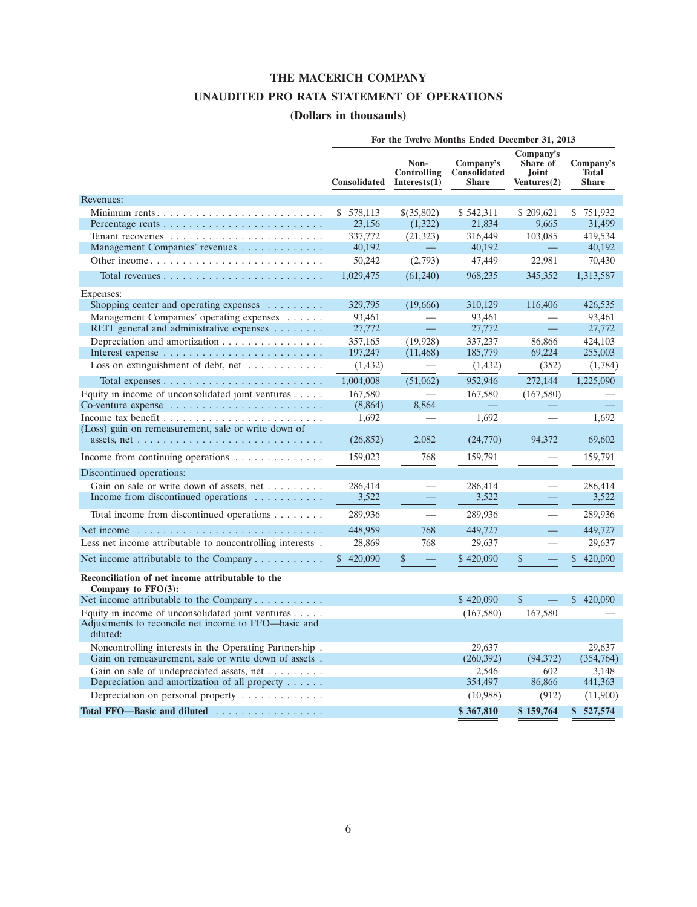# THE MACERICH COMPANY

## UNAUDITED PRO RATA STATEMENT OF OPERATIONS

### (Dollars in thousands)

| | For the Twelve Months Ended December 31, 2013 | | | | |
|---|---|---|---|---|---|
| | Consolidated | Non-Controlling Interests(1) | Company's Consolidated Share | Company's Share of Joint Ventures(2) | Company's Total Share |
| Revenues: | | | | | |
| Minimum rents | $ 578,113 | $(35,802) | $ 542,311 | $ 209,621 | $ 751,932 |
| Percentage rents | 23,156 | (1,322) | 21,834 | 9,665 | 31,499 |
| Tenant recoveries | 337,772 | (21,323) | 316,449 | 103,085 | 419,534 |
| Management Companies' revenues | 40,192 | — | 40,192 | — | 40,192 |
| Other income | 50,242 | (2,793) | 47,449 | 22,981 | 70,430 |
| Total revenues | 1,029,475 | (61,240) | 968,235 | 345,352 | 1,313,587 |
| Expenses: | | | | | |
| Shopping center and operating expenses | 329,795 | (19,666) | 310,129 | 116,406 | 426,535 |
| Management Companies' operating expenses | 93,461 | — | 93,461 | — | 93,461 |
| REIT general and administrative expenses | 27,772 | — | 27,772 | — | 27,772 |
| Depreciation and amortization | 357,165 | (19,928) | 337,237 | 86,866 | 424,103 |
| Interest expense | 197,247 | (11,468) | 185,779 | 69,224 | 255,003 |
| Loss on extinguishment of debt, net | (1,432) | — | (1,432) | (352) | (1,784) |
| Total expenses | 1,004,008 | (51,062) | 952,946 | 272,144 | 1,225,090 |
| Equity in income of unconsolidated joint ventures | 167,580 | — | 167,580 | (167,580) | — |
| Co-venture expense | (8,864) | 8,864 | — | — | — |
| Income tax benefit | 1,692 | — | 1,692 | — | 1,692 |
| (Loss) gain on remeasurement, sale or write down of assets, net | (26,852) | 2,082 | (24,770) | 94,372 | 69,602 |
| Income from continuing operations | 159,023 | 768 | 159,791 | — | 159,791 |
| Discontinued operations: | | | | | |
| Gain on sale or write down of assets, net | 286,414 | — | 286,414 | — | 286,414 |
| Income from discontinued operations | 3,522 | — | 3,522 | — | 3,522 |
| Total income from discontinued operations | 289,936 | — | 289,936 | — | 289,936 |
| Net income | 448,959 | 768 | 449,727 | — | 449,727 |
| Less net income attributable to noncontrolling interests | 28,869 | 768 | 29,637 | — | 29,637 |
| Net income attributable to the Company | $ 420,090 | $ — | $ 420,090 | $ — | $ 420,090 |
| **Reconciliation of net income attributable to the Company to FFO(3):** | | | | | |
| Net income attributable to the Company | | | $ 420,090 | $ — | $ 420,090 |
| Equity in income of unconsolidated joint ventures | | | (167,580) | 167,580 | — |
| Adjustments to reconcile net income to FFO—basic and diluted: | | | | | |
| Noncontrolling interests in the Operating Partnership | | | 29,637 | | 29,637 |
| Gain on remeasurement, sale or write down of assets | | | (260,392) | (94,372) | (354,764) |
| Gain on sale of undepreciated assets, net | | | 2,546 | 602 | 3,148 |
| Depreciation and amortization of all property | | | 354,497 | 86,866 | 441,363 |
| Depreciation on personal property | | | (10,988) | (912) | (11,900) |
| **Total FFO—Basic and diluted** | | | **$ 367,810** | **$ 159,764** | **$ 527,574** |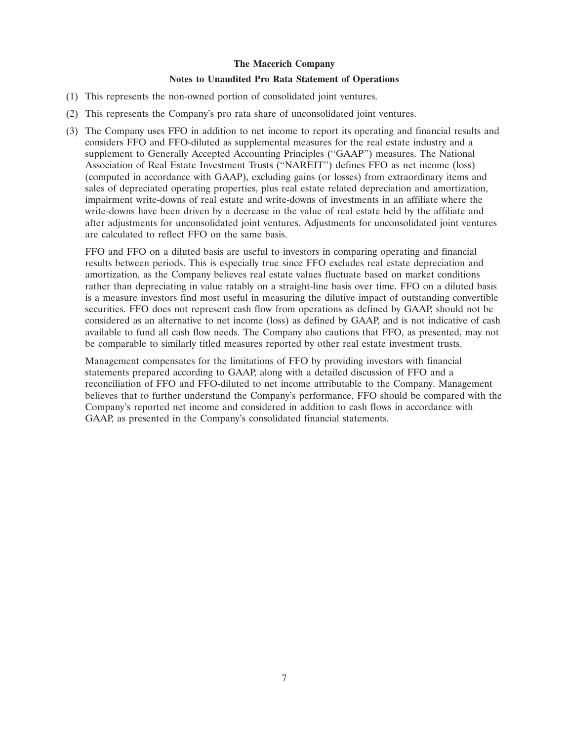**The Macerich Company**

**Notes to Unaudited Pro Rata Statement of Operations**

(1) This represents the non-owned portion of consolidated joint ventures.

(2) This represents the Company's pro rata share of unconsolidated joint ventures.

(3) The Company uses FFO in addition to net income to report its operating and financial results and considers FFO and FFO-diluted as supplemental measures for the real estate industry and a supplement to Generally Accepted Accounting Principles ("GAAP") measures. The National Association of Real Estate Investment Trusts ("NAREIT") defines FFO as net income (loss) (computed in accordance with GAAP), excluding gains (or losses) from extraordinary items and sales of depreciated operating properties, plus real estate related depreciation and amortization, impairment write-downs of real estate and write-downs of investments in an affiliate where the write-downs have been driven by a decrease in the value of real estate held by the affiliate and after adjustments for unconsolidated joint ventures. Adjustments for unconsolidated joint ventures are calculated to reflect FFO on the same basis.

FFO and FFO on a diluted basis are useful to investors in comparing operating and financial results between periods. This is especially true since FFO excludes real estate depreciation and amortization, as the Company believes real estate values fluctuate based on market conditions rather than depreciating in value ratably on a straight-line basis over time. FFO on a diluted basis is a measure investors find most useful in measuring the dilutive impact of outstanding convertible securities. FFO does not represent cash flow from operations as defined by GAAP, should not be considered as an alternative to net income (loss) as defined by GAAP, and is not indicative of cash available to fund all cash flow needs. The Company also cautions that FFO, as presented, may not be comparable to similarly titled measures reported by other real estate investment trusts.

Management compensates for the limitations of FFO by providing investors with financial statements prepared according to GAAP, along with a detailed discussion of FFO and a reconciliation of FFO and FFO-diluted to net income attributable to the Company. Management believes that to further understand the Company's performance, FFO should be compared with the Company's reported net income and considered in addition to cash flows in accordance with GAAP, as presented in the Company's consolidated financial statements.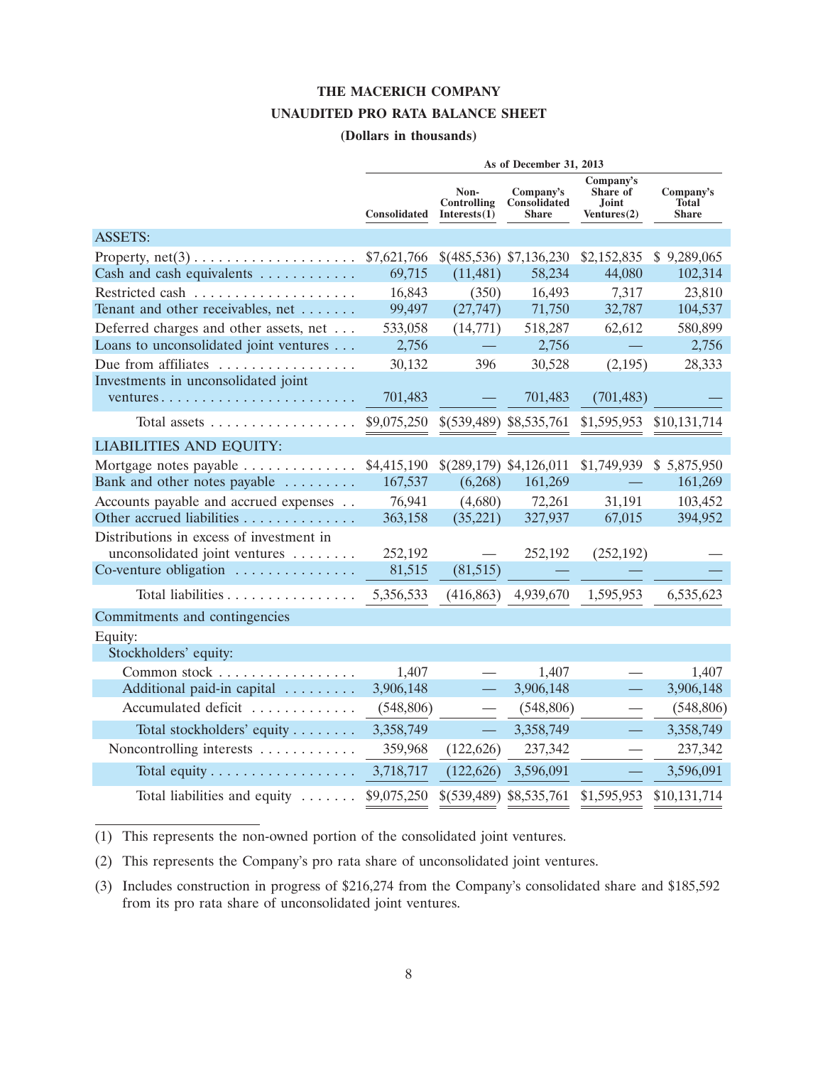# THE MACERICH COMPANY

## UNAUDITED PRO RATA BALANCE SHEET

**(Dollars in thousands)**

| | As of December 31, 2013 | | | | |
|---|---|---|---|---|---|
| | Consolidated | Non-Controlling Interests(1) | Company's Consolidated Share | Company's Share of Joint Ventures(2) | Company's Total Share |
| **ASSETS:** | | | | | |
| Property, net(3) | $7,621,766 | $(485,536) | $7,136,230 | $2,152,835 | $ 9,289,065 |
| Cash and cash equivalents | 69,715 | (11,481) | 58,234 | 44,080 | 102,314 |
| Restricted cash | 16,843 | (350) | 16,493 | 7,317 | 23,810 |
| Tenant and other receivables, net | 99,497 | (27,747) | 71,750 | 32,787 | 104,537 |
| Deferred charges and other assets, net | 533,058 | (14,771) | 518,287 | 62,612 | 580,899 |
| Loans to unconsolidated joint ventures | 2,756 | — | 2,756 | — | 2,756 |
| Due from affiliates | 30,132 | 396 | 30,528 | (2,195) | 28,333 |
| Investments in unconsolidated joint ventures | 701,483 | — | 701,483 | (701,483) | — |
| Total assets | $9,075,250 | $(539,489) | $8,535,761 | $1,595,953 | $10,131,714 |
| **LIABILITIES AND EQUITY:** | | | | | |
| Mortgage notes payable | $4,415,190 | $(289,179) | $4,126,011 | $1,749,939 | $ 5,875,950 |
| Bank and other notes payable | 167,537 | (6,268) | 161,269 | — | 161,269 |
| Accounts payable and accrued expenses | 76,941 | (4,680) | 72,261 | 31,191 | 103,452 |
| Other accrued liabilities | 363,158 | (35,221) | 327,937 | 67,015 | 394,952 |
| Distributions in excess of investment in unconsolidated joint ventures | 252,192 | — | 252,192 | (252,192) | — |
| Co-venture obligation | 81,515 | (81,515) | — | — | — |
| Total liabilities | 5,356,533 | (416,863) | 4,939,670 | 1,595,953 | 6,535,623 |
| Commitments and contingencies | | | | | |
| Equity: | | | | | |
| Stockholders' equity: | | | | | |
| Common stock | 1,407 | — | 1,407 | — | 1,407 |
| Additional paid-in capital | 3,906,148 | — | 3,906,148 | — | 3,906,148 |
| Accumulated deficit | (548,806) | — | (548,806) | — | (548,806) |
| Total stockholders' equity | 3,358,749 | — | 3,358,749 | — | 3,358,749 |
| Noncontrolling interests | 359,968 | (122,626) | 237,342 | — | 237,342 |
| Total equity | 3,718,717 | (122,626) | 3,596,091 | — | 3,596,091 |
| Total liabilities and equity | $9,075,250 | $(539,489) | $8,535,761 | $1,595,953 | $10,131,714 |

(1) This represents the non-owned portion of the consolidated joint ventures.

(2) This represents the Company's pro rata share of unconsolidated joint ventures.

(3) Includes construction in progress of $216,274 from the Company's consolidated share and $185,592 from its pro rata share of unconsolidated joint ventures.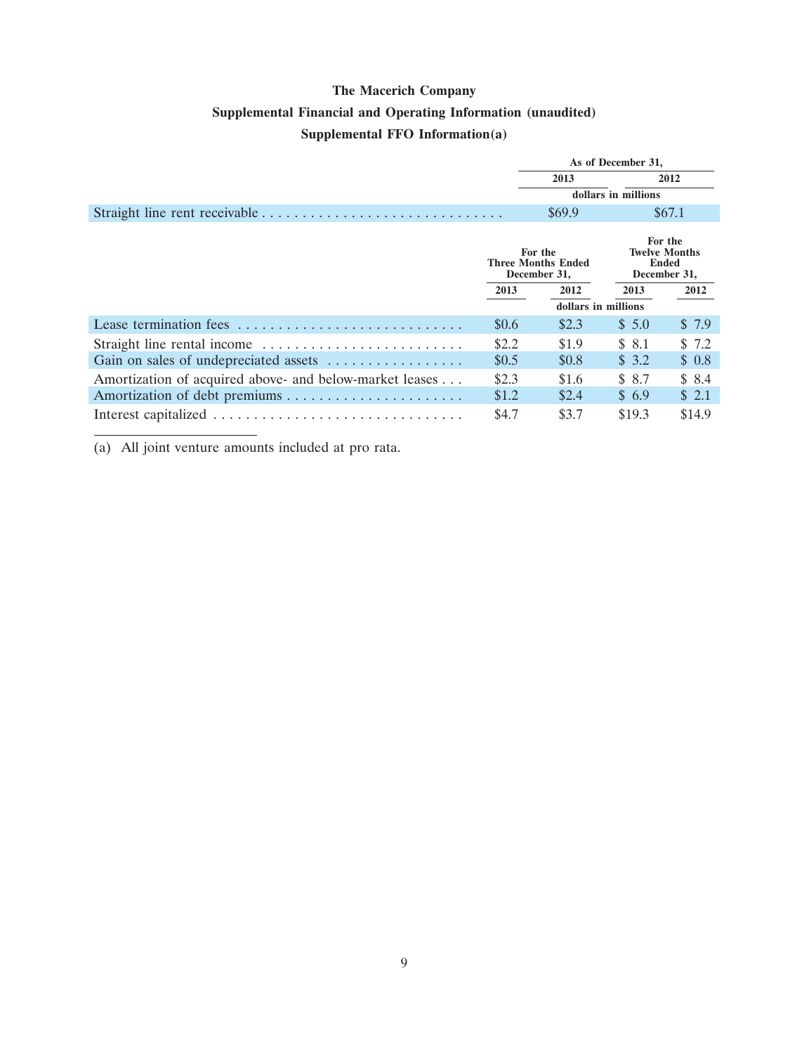# The Macerich Company

## Supplemental Financial and Operating Information (unaudited)

### Supplemental FFO Information(a)

| | As of December 31, | |
|---|---|---|
| | 2013 | 2012 |
| | dollars in millions | |
| Straight line rent receivable | $69.9 | $67.1 |

| | For the Three Months Ended December 31, | | For the Twelve Months Ended December 31, | |
|---|---|---|---|---|
| | 2013 | 2012 | 2013 | 2012 |
| | dollars in millions | | | |
| Lease termination fees | $0.6 | $2.3 | $ 5.0 | $ 7.9 |
| Straight line rental income | $2.2 | $1.9 | $ 8.1 | $ 7.2 |
| Gain on sales of undepreciated assets | $0.5 | $0.8 | $ 3.2 | $ 0.8 |
| Amortization of acquired above- and below-market leases | $2.3 | $1.6 | $ 8.7 | $ 8.4 |
| Amortization of debt premiums | $1.2 | $2.4 | $ 6.9 | $ 2.1 |
| Interest capitalized | $4.7 | $3.7 | $19.3 | $14.9 |

(a) All joint venture amounts included at pro rata.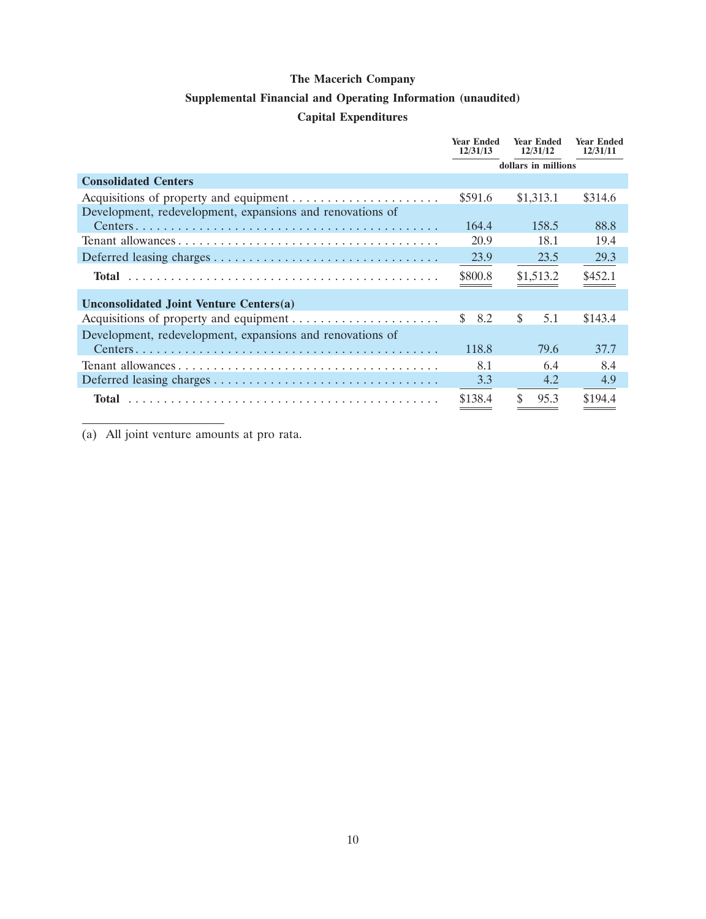# The Macerich Company

## Supplemental Financial and Operating Information (unaudited)

### Capital Expenditures

| | Year Ended 12/31/13 | Year Ended 12/31/12 | Year Ended 12/31/11 |
|---|---|---|---|
| | dollars in millions | | |
| **Consolidated Centers** | | | |
| Acquisitions of property and equipment | $591.6 | $1,313.1 | $314.6 |
| Development, redevelopment, expansions and renovations of Centers | 164.4 | 158.5 | 88.8 |
| Tenant allowances | 20.9 | 18.1 | 19.4 |
| Deferred leasing charges | 23.9 | 23.5 | 29.3 |
| **Total** | $800.8 | $1,513.2 | $452.1 |
| **Unconsolidated Joint Venture Centers(a)** | | | |
| Acquisitions of property and equipment | $ 8.2 | $ 5.1 | $143.4 |
| Development, redevelopment, expansions and renovations of Centers | 118.8 | 79.6 | 37.7 |
| Tenant allowances | 8.1 | 6.4 | 8.4 |
| Deferred leasing charges | 3.3 | 4.2 | 4.9 |
| **Total** | $138.4 | $ 95.3 | $194.4 |

(a) All joint venture amounts at pro rata.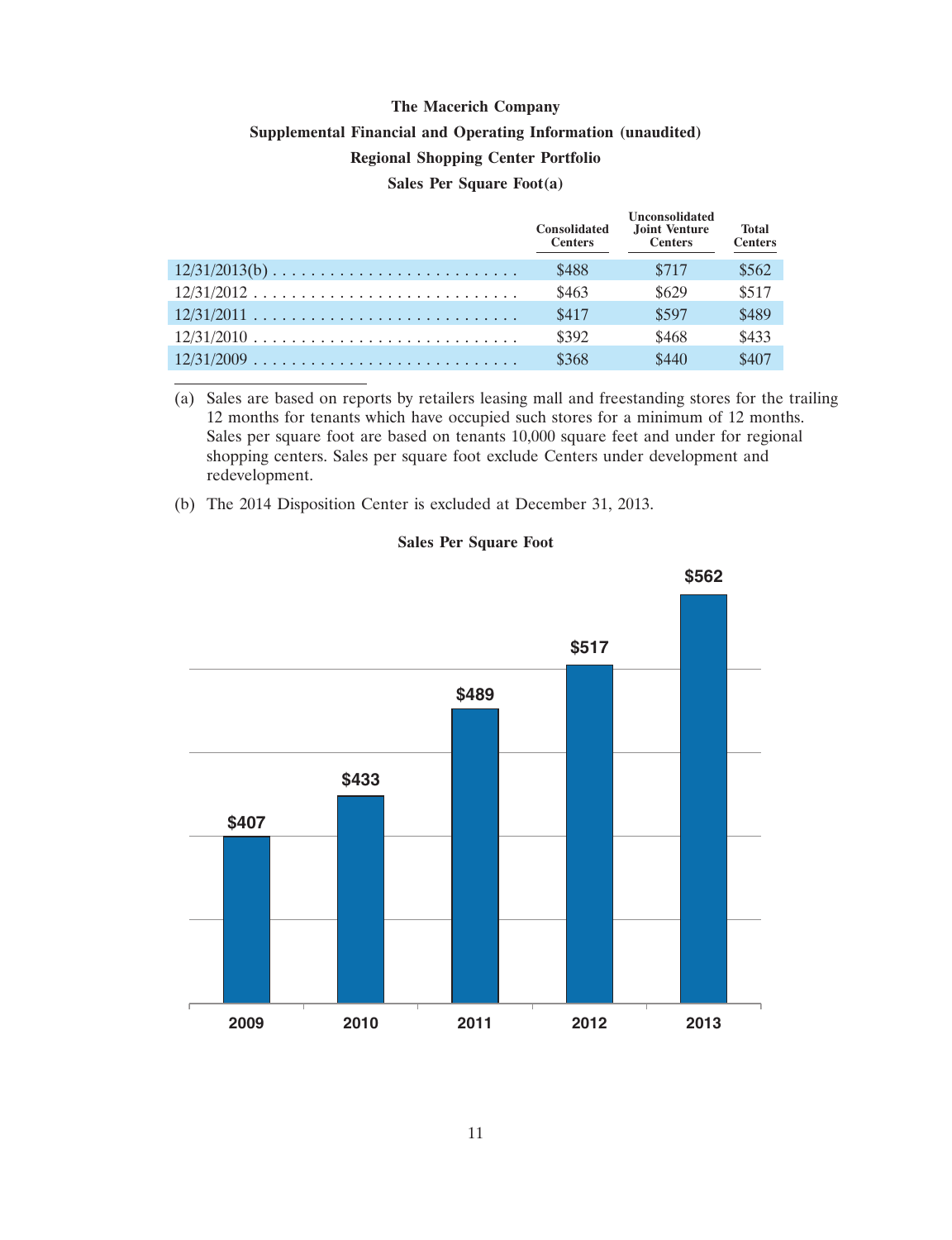# The Macerich Company

## Supplemental Financial and Operating Information (unaudited)

## Regional Shopping Center Portfolio

### Sales Per Square Foot(a)

| | Consolidated Centers | Unconsolidated Joint Venture Centers | Total Centers |
|---|---|---|---|
| 12/31/2013(b) | $488 | $717 | $562 |
| 12/31/2012 | $463 | $629 | $517 |
| 12/31/2011 | $417 | $597 | $489 |
| 12/31/2010 | $392 | $468 | $433 |
| 12/31/2009 | $368 | $440 | $407 |

(a) Sales are based on reports by retailers leasing mall and freestanding stores for the trailing 12 months for tenants which have occupied such stores for a minimum of 12 months. Sales per square foot are based on tenants 10,000 square feet and under for regional shopping centers. Sales per square foot exclude Centers under development and redevelopment.

(b) The 2014 Disposition Center is excluded at December 31, 2013.

### Sales Per Square Foot

| Year | Sales Per Square Foot |
|---|---|
| 2009 | $407 |
| 2010 | $433 |
| 2011 | $489 |
| 2012 | $517 |
| 2013 | $562 |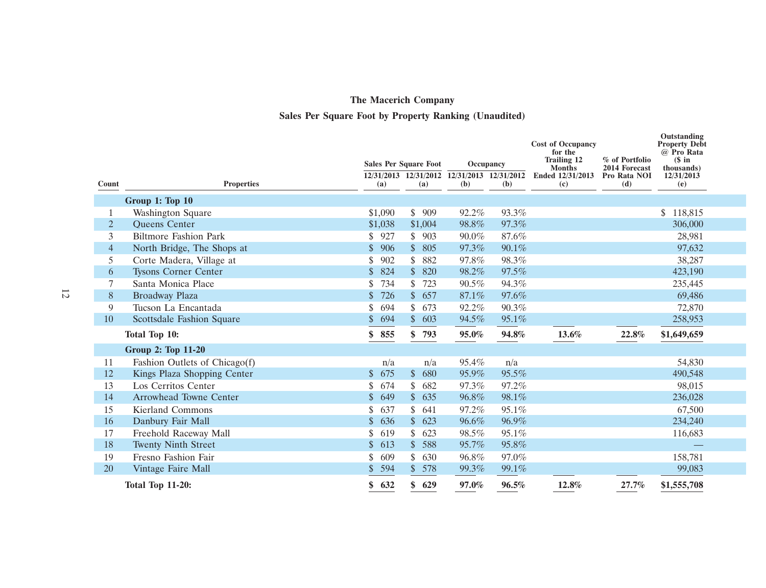# The Macerich Company

## Sales Per Square Foot by Property Ranking (Unaudited)

| Count | Properties | Sales Per Square Foot 12/31/2013 (a) | Sales Per Square Foot 12/31/2012 (a) | Occupancy 12/31/2013 (b) | Occupancy 12/31/2012 (b) | Cost of Occupancy for the Trailing 12 Months Ended 12/31/2013 (c) | % of Portfolio 2014 Forecast Pro Rata NOI (d) | Outstanding Property Debt @ Pro Rata ($ in thousands) 12/31/2013 (e) |
|---|---|---|---|---|---|---|---|---|
| | **Group 1: Top 10** | | | | | | | |
| 1 | Washington Square | $1,090 | $ 909 | 92.2% | 93.3% | | | $ 118,815 |
| 2 | Queens Center | $1,038 | $1,004 | 98.8% | 97.3% | | | 306,000 |
| 3 | Biltmore Fashion Park | $ 927 | $ 903 | 90.0% | 87.6% | | | 28,981 |
| 4 | North Bridge, The Shops at | $ 906 | $ 805 | 97.3% | 90.1% | | | 97,632 |
| 5 | Corte Madera, Village at | $ 902 | $ 882 | 97.8% | 98.3% | | | 38,287 |
| 6 | Tysons Corner Center | $ 824 | $ 820 | 98.2% | 97.5% | | | 423,190 |
| 7 | Santa Monica Place | $ 734 | $ 723 | 90.5% | 94.3% | | | 235,445 |
| 8 | Broadway Plaza | $ 726 | $ 657 | 87.1% | 97.6% | | | 69,486 |
| 9 | Tucson La Encantada | $ 694 | $ 673 | 92.2% | 90.3% | | | 72,870 |
| 10 | Scottsdale Fashion Square | $ 694 | $ 603 | 94.5% | 95.1% | | | 258,953 |
| | **Total Top 10:** | **$ 855** | **$ 793** | **95.0%** | **94.8%** | **13.6%** | **22.8%** | **$1,649,659** |
| | **Group 2: Top 11-20** | | | | | | | |
| 11 | Fashion Outlets of Chicago(f) | n/a | n/a | 95.4% | n/a | | | 54,830 |
| 12 | Kings Plaza Shopping Center | $ 675 | $ 680 | 95.9% | 95.5% | | | 490,548 |
| 13 | Los Cerritos Center | $ 674 | $ 682 | 97.3% | 97.2% | | | 98,015 |
| 14 | Arrowhead Towne Center | $ 649 | $ 635 | 96.8% | 98.1% | | | 236,028 |
| 15 | Kierland Commons | $ 637 | $ 641 | 97.2% | 95.1% | | | 67,500 |
| 16 | Danbury Fair Mall | $ 636 | $ 623 | 96.6% | 96.9% | | | 234,240 |
| 17 | Freehold Raceway Mall | $ 619 | $ 623 | 98.5% | 95.1% | | | 116,683 |
| 18 | Twenty Ninth Street | $ 613 | $ 588 | 95.7% | 95.8% | | | — |
| 19 | Fresno Fashion Fair | $ 609 | $ 630 | 96.8% | 97.0% | | | 158,781 |
| 20 | Vintage Faire Mall | $ 594 | $ 578 | 99.3% | 99.1% | | | 99,083 |
| | **Total Top 11-20:** | **$ 632** | **$ 629** | **97.0%** | **96.5%** | **12.8%** | **27.7%** | **$1,555,708** |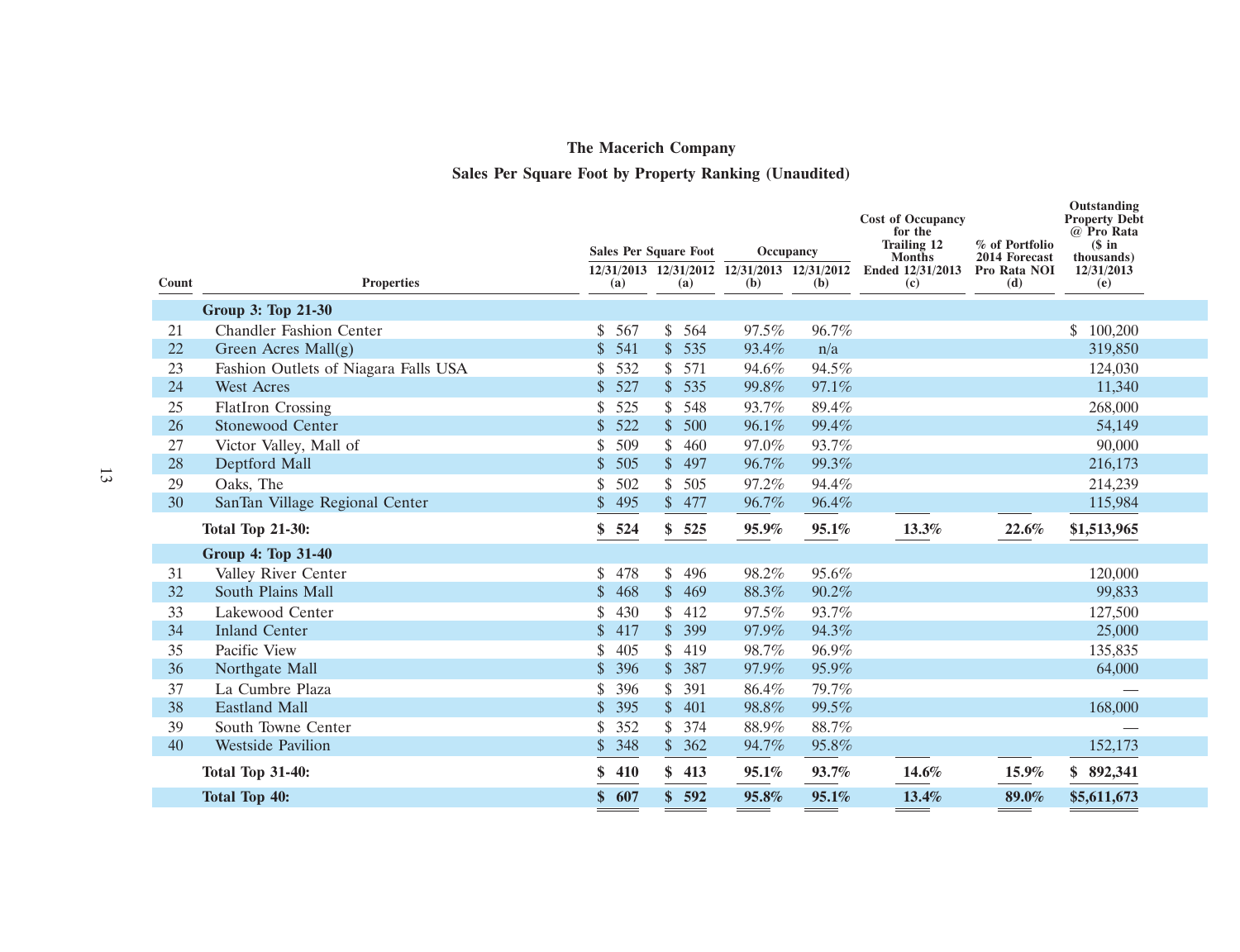# The Macerich Company

## Sales Per Square Foot by Property Ranking (Unaudited)

| Count | Properties | Sales Per Square Foot 12/31/2013 (a) | Sales Per Square Foot 12/31/2012 (a) | Occupancy 12/31/2013 (b) | Occupancy 12/31/2012 (b) | Cost of Occupancy for the Trailing 12 Months Ended 12/31/2013 (c) | % of Portfolio 2014 Forecast Pro Rata NOI (d) | Outstanding Property Debt @ Pro Rata ($ in thousands) 12/31/2013 (e) |
|---|---|---|---|---|---|---|---|---|
| | **Group 3: Top 21-30** | | | | | | | |
| 21 | Chandler Fashion Center | $ 567 | $ 564 | 97.5% | 96.7% | | | $ 100,200 |
| 22 | Green Acres Mall(g) | $ 541 | $ 535 | 93.4% | n/a | | | 319,850 |
| 23 | Fashion Outlets of Niagara Falls USA | $ 532 | $ 571 | 94.6% | 94.5% | | | 124,030 |
| 24 | West Acres | $ 527 | $ 535 | 99.8% | 97.1% | | | 11,340 |
| 25 | FlatIron Crossing | $ 525 | $ 548 | 93.7% | 89.4% | | | 268,000 |
| 26 | Stonewood Center | $ 522 | $ 500 | 96.1% | 99.4% | | | 54,149 |
| 27 | Victor Valley, Mall of | $ 509 | $ 460 | 97.0% | 93.7% | | | 90,000 |
| 28 | Deptford Mall | $ 505 | $ 497 | 96.7% | 99.3% | | | 216,173 |
| 29 | Oaks, The | $ 502 | $ 505 | 97.2% | 94.4% | | | 214,239 |
| 30 | SanTan Village Regional Center | $ 495 | $ 477 | 96.7% | 96.4% | | | 115,984 |
| | **Total Top 21-30:** | **$ 524** | **$ 525** | **95.9%** | **95.1%** | **13.3%** | **22.6%** | **$1,513,965** |
| | **Group 4: Top 31-40** | | | | | | | |
| 31 | Valley River Center | $ 478 | $ 496 | 98.2% | 95.6% | | | 120,000 |
| 32 | South Plains Mall | $ 468 | $ 469 | 88.3% | 90.2% | | | 99,833 |
| 33 | Lakewood Center | $ 430 | $ 412 | 97.5% | 93.7% | | | 127,500 |
| 34 | Inland Center | $ 417 | $ 399 | 97.9% | 94.3% | | | 25,000 |
| 35 | Pacific View | $ 405 | $ 419 | 98.7% | 96.9% | | | 135,835 |
| 36 | Northgate Mall | $ 396 | $ 387 | 97.9% | 95.9% | | | 64,000 |
| 37 | La Cumbre Plaza | $ 396 | $ 391 | 86.4% | 79.7% | | | — |
| 38 | Eastland Mall | $ 395 | $ 401 | 98.8% | 99.5% | | | 168,000 |
| 39 | South Towne Center | $ 352 | $ 374 | 88.9% | 88.7% | | | — |
| 40 | Westside Pavilion | $ 348 | $ 362 | 94.7% | 95.8% | | | 152,173 |
| | **Total Top 31-40:** | **$ 410** | **$ 413** | **95.1%** | **93.7%** | **14.6%** | **15.9%** | **$ 892,341** |
| | **Total Top 40:** | **$ 607** | **$ 592** | **95.8%** | **95.1%** | **13.4%** | **89.0%** | **$5,611,673** |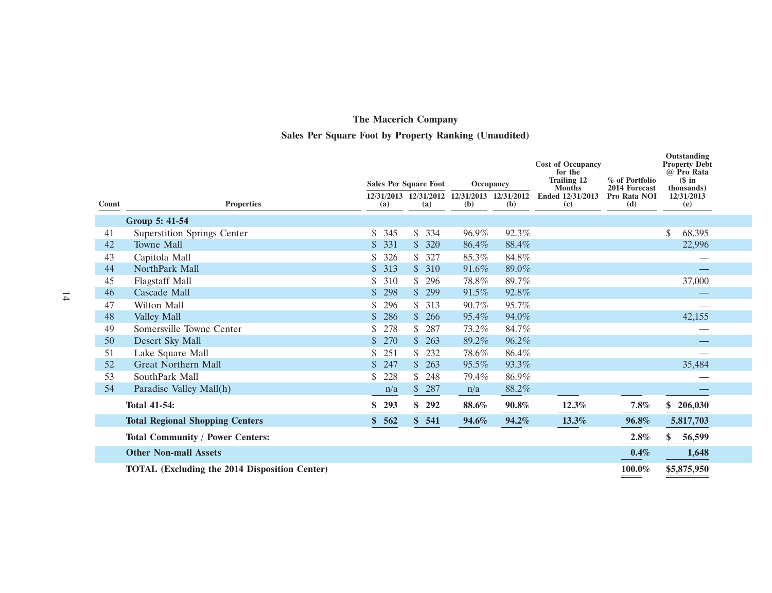# The Macerich Company

## Sales Per Square Foot by Property Ranking (Unaudited)

| Count | Properties | Sales Per Square Foot 12/31/2013 (a) | Sales Per Square Foot 12/31/2012 (a) | Occupancy 12/31/2013 (b) | Occupancy 12/31/2012 (b) | Cost of Occupancy for the Trailing 12 Months Ended 12/31/2013 (c) | % of Portfolio 2014 Forecast Pro Rata NOI (d) | Outstanding Property Debt @ Pro Rata ($ in thousands) 12/31/2013 (e) |
|---|---|---|---|---|---|---|---|---|
| | **Group 5: 41-54** | | | | | | | |
| 41 | Superstition Springs Center | $ 345 | $ 334 | 96.9% | 92.3% | | | $ 68,395 |
| 42 | Towne Mall | $ 331 | $ 320 | 86.4% | 88.4% | | | 22,996 |
| 43 | Capitola Mall | $ 326 | $ 327 | 85.3% | 84.8% | | | — |
| 44 | NorthPark Mall | $ 313 | $ 310 | 91.6% | 89.0% | | | — |
| 45 | Flagstaff Mall | $ 310 | $ 296 | 78.8% | 89.7% | | | 37,000 |
| 46 | Cascade Mall | $ 298 | $ 299 | 91.5% | 92.8% | | | — |
| 47 | Wilton Mall | $ 296 | $ 313 | 90.7% | 95.7% | | | — |
| 48 | Valley Mall | $ 286 | $ 266 | 95.4% | 94.0% | | | 42,155 |
| 49 | Somersville Towne Center | $ 278 | $ 287 | 73.2% | 84.7% | | | — |
| 50 | Desert Sky Mall | $ 270 | $ 263 | 89.2% | 96.2% | | | — |
| 51 | Lake Square Mall | $ 251 | $ 232 | 78.6% | 86.4% | | | — |
| 52 | Great Northern Mall | $ 247 | $ 263 | 95.5% | 93.3% | | | 35,484 |
| 53 | SouthPark Mall | $ 228 | $ 248 | 79.4% | 86.9% | | | — |
| 54 | Paradise Valley Mall(h) | n/a | $ 287 | n/a | 88.2% | | | — |
| | **Total 41-54:** | **$ 293** | **$ 292** | **88.6%** | **90.8%** | **12.3%** | **7.8%** | **$ 206,030** |
| | **Total Regional Shopping Centers** | **$ 562** | **$ 541** | **94.6%** | **94.2%** | **13.3%** | **96.8%** | **5,817,703** |
| | **Total Community / Power Centers:** | | | | | | **2.8%** | **$ 56,599** |
| | **Other Non-mall Assets** | | | | | | **0.4%** | **1,648** |
| | **TOTAL (Excluding the 2014 Disposition Center)** | | | | | | **100.0%** | **$5,875,950** |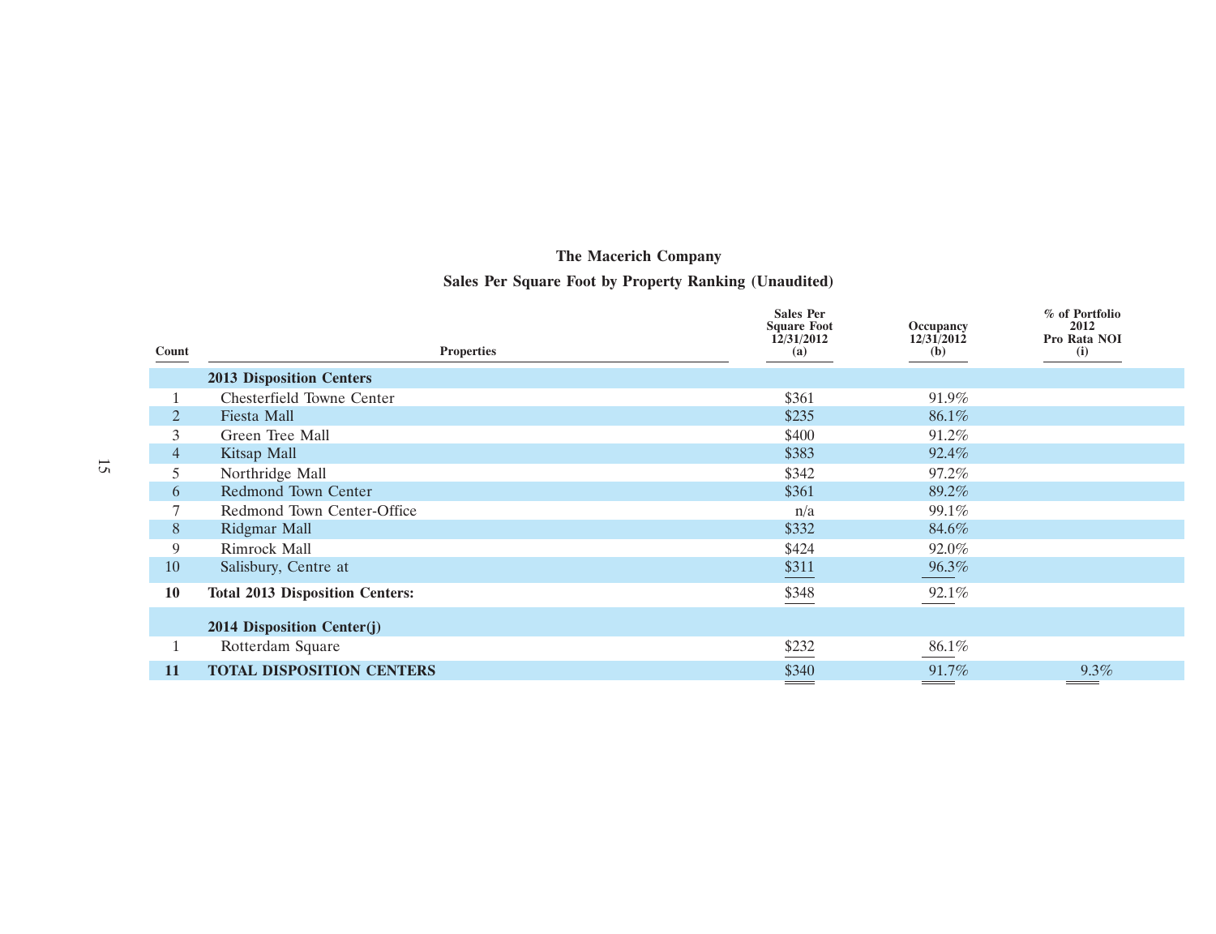# The Macerich Company

## Sales Per Square Foot by Property Ranking (Unaudited)

| Count | Properties | Sales Per Square Foot 12/31/2012 (a) | Occupancy 12/31/2012 (b) | % of Portfolio 2012 Pro Rata NOI (i) |
|---|---|---|---|---|
| | **2013 Disposition Centers** | | | |
| 1 | Chesterfield Towne Center | $361 | 91.9% | |
| 2 | Fiesta Mall | $235 | 86.1% | |
| 3 | Green Tree Mall | $400 | 91.2% | |
| 4 | Kitsap Mall | $383 | 92.4% | |
| 5 | Northridge Mall | $342 | 97.2% | |
| 6 | Redmond Town Center | $361 | 89.2% | |
| 7 | Redmond Town Center-Office | n/a | 99.1% | |
| 8 | Ridgmar Mall | $332 | 84.6% | |
| 9 | Rimrock Mall | $424 | 92.0% | |
| 10 | Salisbury, Centre at | $311 | 96.3% | |
| **10** | **Total 2013 Disposition Centers:** | $348 | 92.1% | |
| | **2014 Disposition Center(j)** | | | |
| 1 | Rotterdam Square | $232 | 86.1% | |
| **11** | **TOTAL DISPOSITION CENTERS** | $340 | 91.7% | 9.3% |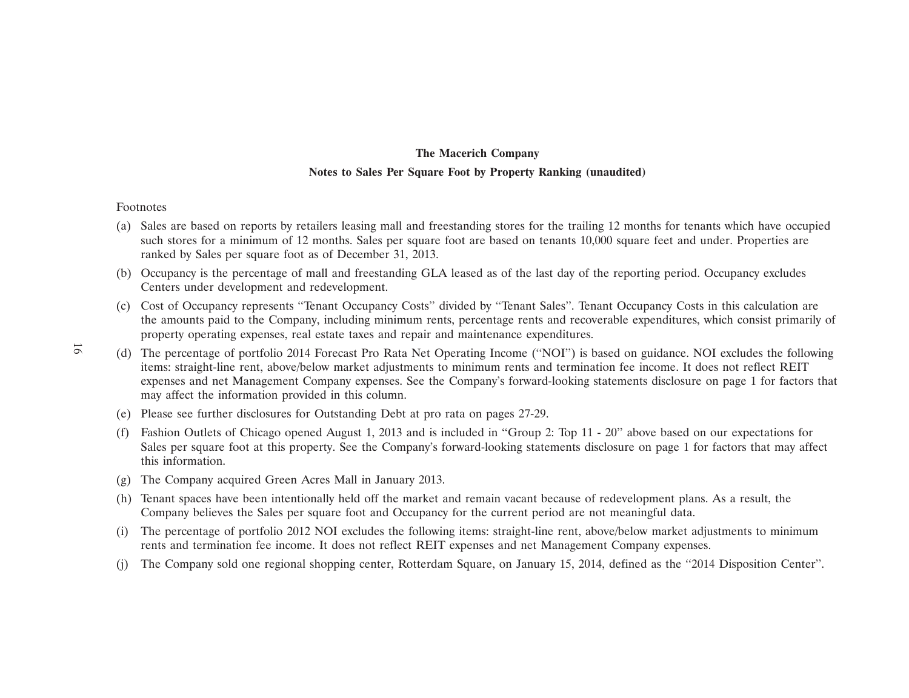# The Macerich Company

## Notes to Sales Per Square Foot by Property Ranking (unaudited)

Footnotes

(a) Sales are based on reports by retailers leasing mall and freestanding stores for the trailing 12 months for tenants which have occupied such stores for a minimum of 12 months. Sales per square foot are based on tenants 10,000 square feet and under. Properties are ranked by Sales per square foot as of December 31, 2013.

(b) Occupancy is the percentage of mall and freestanding GLA leased as of the last day of the reporting period. Occupancy excludes Centers under development and redevelopment.

(c) Cost of Occupancy represents "Tenant Occupancy Costs" divided by "Tenant Sales". Tenant Occupancy Costs in this calculation are the amounts paid to the Company, including minimum rents, percentage rents and recoverable expenditures, which consist primarily of property operating expenses, real estate taxes and repair and maintenance expenditures.

(d) The percentage of portfolio 2014 Forecast Pro Rata Net Operating Income ("NOI") is based on guidance. NOI excludes the following items: straight-line rent, above/below market adjustments to minimum rents and termination fee income. It does not reflect REIT expenses and net Management Company expenses. See the Company's forward-looking statements disclosure on page 1 for factors that may affect the information provided in this column.

(e) Please see further disclosures for Outstanding Debt at pro rata on pages 27-29.

(f) Fashion Outlets of Chicago opened August 1, 2013 and is included in "Group 2: Top 11 - 20" above based on our expectations for Sales per square foot at this property. See the Company's forward-looking statements disclosure on page 1 for factors that may affect this information.

(g) The Company acquired Green Acres Mall in January 2013.

(h) Tenant spaces have been intentionally held off the market and remain vacant because of redevelopment plans. As a result, the Company believes the Sales per square foot and Occupancy for the current period are not meaningful data.

(i) The percentage of portfolio 2012 NOI excludes the following items: straight-line rent, above/below market adjustments to minimum rents and termination fee income. It does not reflect REIT expenses and net Management Company expenses.

(j) The Company sold one regional shopping center, Rotterdam Square, on January 15, 2014, defined as the "2014 Disposition Center".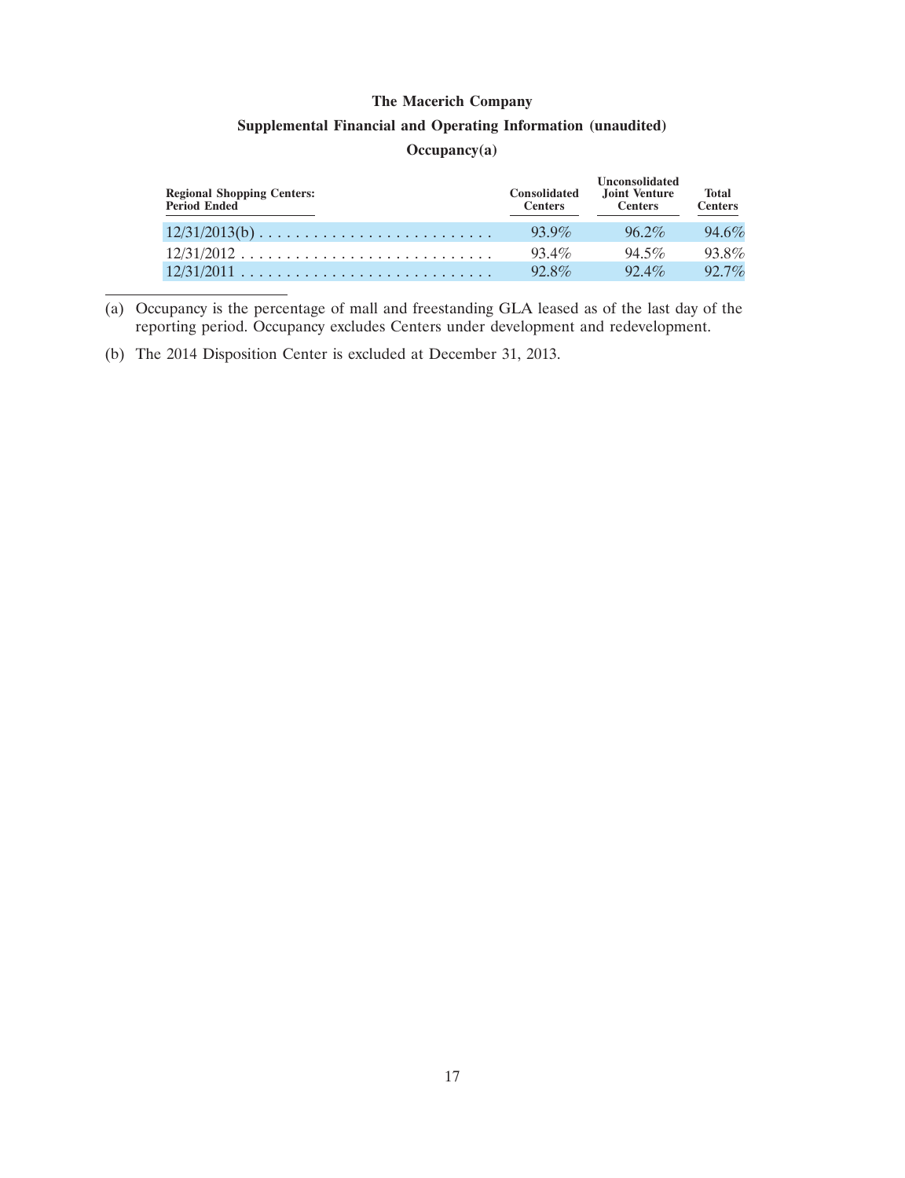# The Macerich Company

## Supplemental Financial and Operating Information (unaudited)

### Occupancy(a)

| Regional Shopping Centers: Period Ended | Consolidated Centers | Unconsolidated Joint Venture Centers | Total Centers |
|---|---|---|---|
| 12/31/2013(b) | 93.9% | 96.2% | 94.6% |
| 12/31/2012 | 93.4% | 94.5% | 93.8% |
| 12/31/2011 | 92.8% | 92.4% | 92.7% |

(a) Occupancy is the percentage of mall and freestanding GLA leased as of the last day of the reporting period. Occupancy excludes Centers under development and redevelopment.

(b) The 2014 Disposition Center is excluded at December 31, 2013.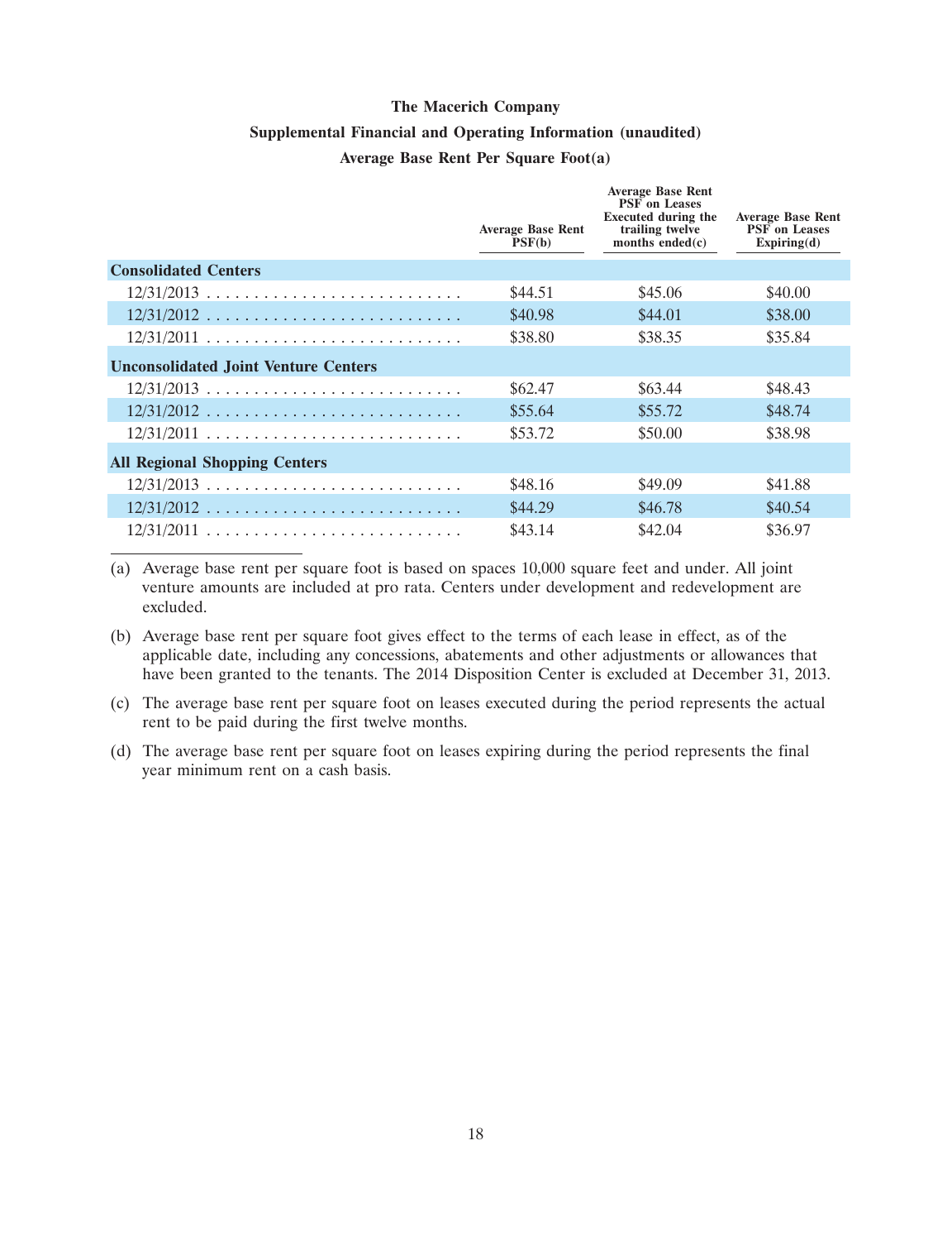**The Macerich Company**

**Supplemental Financial and Operating Information (unaudited)**

**Average Base Rent Per Square Foot(a)**

| | Average Base Rent PSF(b) | Average Base Rent PSF on Leases Executed during the trailing twelve months ended(c) | Average Base Rent PSF on Leases Expiring(d) |
|---|---|---|---|
| **Consolidated Centers** | | | |
| 12/31/2013 | $44.51 | $45.06 | $40.00 |
| 12/31/2012 | $40.98 | $44.01 | $38.00 |
| 12/31/2011 | $38.80 | $38.35 | $35.84 |
| **Unconsolidated Joint Venture Centers** | | | |
| 12/31/2013 | $62.47 | $63.44 | $48.43 |
| 12/31/2012 | $55.64 | $55.72 | $48.74 |
| 12/31/2011 | $53.72 | $50.00 | $38.98 |
| **All Regional Shopping Centers** | | | |
| 12/31/2013 | $48.16 | $49.09 | $41.88 |
| 12/31/2012 | $44.29 | $46.78 | $40.54 |
| 12/31/2011 | $43.14 | $42.04 | $36.97 |

(a) Average base rent per square foot is based on spaces 10,000 square feet and under. All joint venture amounts are included at pro rata. Centers under development and redevelopment are excluded.

(b) Average base rent per square foot gives effect to the terms of each lease in effect, as of the applicable date, including any concessions, abatements and other adjustments or allowances that have been granted to the tenants. The 2014 Disposition Center is excluded at December 31, 2013.

(c) The average base rent per square foot on leases executed during the period represents the actual rent to be paid during the first twelve months.

(d) The average base rent per square foot on leases expiring during the period represents the final year minimum rent on a cash basis.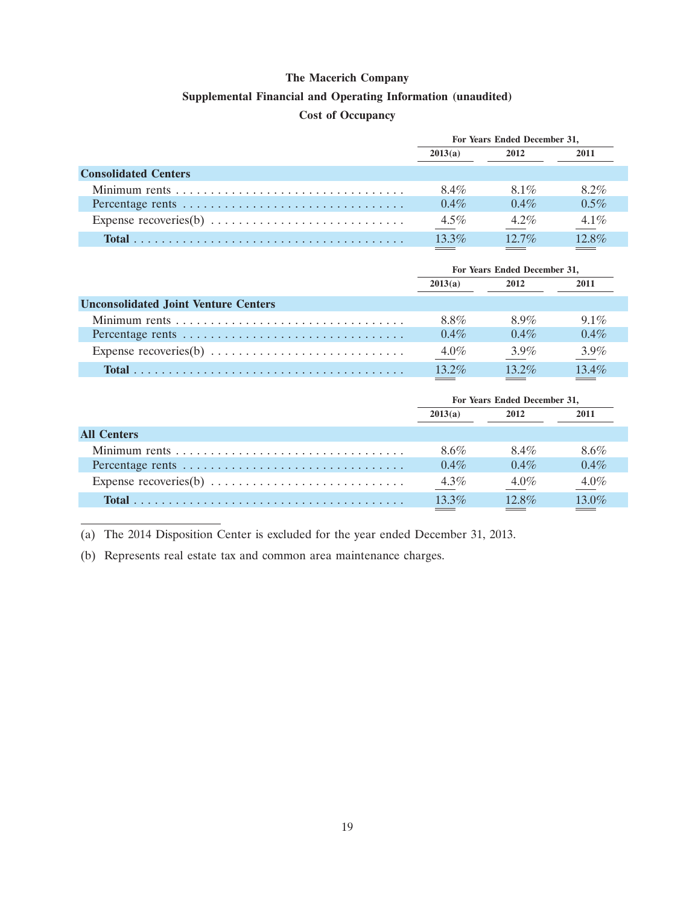# The Macerich Company

## Supplemental Financial and Operating Information (unaudited)

### Cost of Occupancy

| | For Years Ended December 31, | | |
|---|---|---|---|
| | 2013(a) | 2012 | 2011 |
| **Consolidated Centers** | | | |
| Minimum rents | 8.4% | 8.1% | 8.2% |
| Percentage rents | 0.4% | 0.4% | 0.5% |
| Expense recoveries(b) | 4.5% | 4.2% | 4.1% |
| **Total** | 13.3% | 12.7% | 12.8% |

| | For Years Ended December 31, | | |
|---|---|---|---|
| | 2013(a) | 2012 | 2011 |
| **Unconsolidated Joint Venture Centers** | | | |
| Minimum rents | 8.8% | 8.9% | 9.1% |
| Percentage rents | 0.4% | 0.4% | 0.4% |
| Expense recoveries(b) | 4.0% | 3.9% | 3.9% |
| **Total** | 13.2% | 13.2% | 13.4% |

| | For Years Ended December 31, | | |
|---|---|---|---|
| | 2013(a) | 2012 | 2011 |
| **All Centers** | | | |
| Minimum rents | 8.6% | 8.4% | 8.6% |
| Percentage rents | 0.4% | 0.4% | 0.4% |
| Expense recoveries(b) | 4.3% | 4.0% | 4.0% |
| **Total** | 13.3% | 12.8% | 13.0% |

(a) The 2014 Disposition Center is excluded for the year ended December 31, 2013.

(b) Represents real estate tax and common area maintenance charges.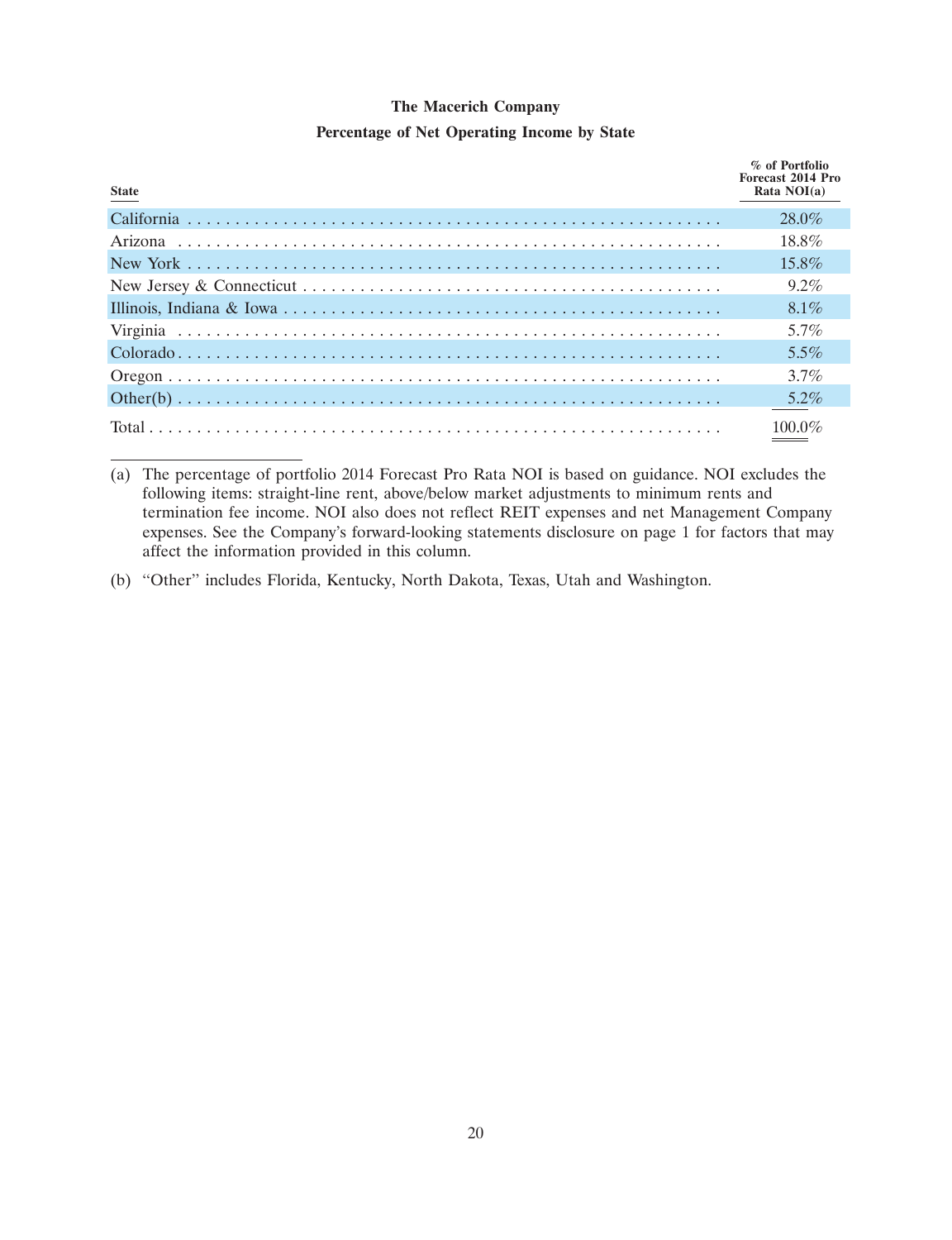**The Macerich Company**

**Percentage of Net Operating Income by State**

| State | % of Portfolio Forecast 2014 Pro Rata NOI(a) |
|---|---|
| California | 28.0% |
| Arizona | 18.8% |
| New York | 15.8% |
| New Jersey & Connecticut | 9.2% |
| Illinois, Indiana & Iowa | 8.1% |
| Virginia | 5.7% |
| Colorado | 5.5% |
| Oregon | 3.7% |
| Other(b) | 5.2% |
| Total | 100.0% |

(a) The percentage of portfolio 2014 Forecast Pro Rata NOI is based on guidance. NOI excludes the following items: straight-line rent, above/below market adjustments to minimum rents and termination fee income. NOI also does not reflect REIT expenses and net Management Company expenses. See the Company's forward-looking statements disclosure on page 1 for factors that may affect the information provided in this column.

(b) "Other" includes Florida, Kentucky, North Dakota, Texas, Utah and Washington.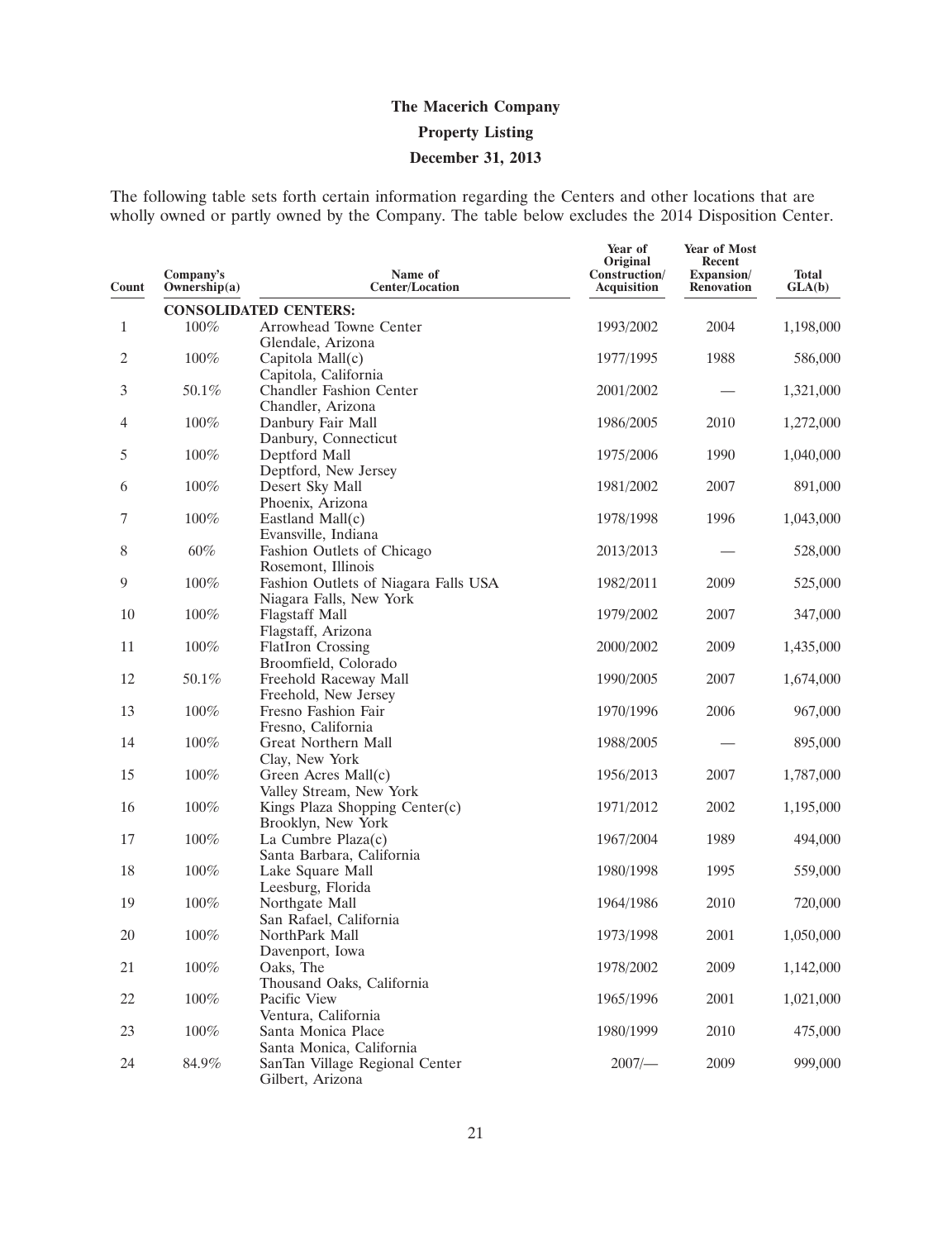# The Macerich Company

## Property Listing

## December 31, 2013

The following table sets forth certain information regarding the Centers and other locations that are wholly owned or partly owned by the Company. The table below excludes the 2014 Disposition Center.

| Count | Company's Ownership(a) | Name of Center/Location | Year of Original Construction/ Acquisition | Year of Most Recent Expansion/ Renovation | Total GLA(b) |
|---|---|---|---|---|---|
| | | **CONSOLIDATED CENTERS:** | | | |
| 1 | 100% | Arrowhead Towne Center<br>Glendale, Arizona | 1993/2002 | 2004 | 1,198,000 |
| 2 | 100% | Capitola Mall(c)<br>Capitola, California | 1977/1995 | 1988 | 586,000 |
| 3 | 50.1% | Chandler Fashion Center<br>Chandler, Arizona | 2001/2002 | — | 1,321,000 |
| 4 | 100% | Danbury Fair Mall<br>Danbury, Connecticut | 1986/2005 | 2010 | 1,272,000 |
| 5 | 100% | Deptford Mall<br>Deptford, New Jersey | 1975/2006 | 1990 | 1,040,000 |
| 6 | 100% | Desert Sky Mall<br>Phoenix, Arizona | 1981/2002 | 2007 | 891,000 |
| 7 | 100% | Eastland Mall(c)<br>Evansville, Indiana | 1978/1998 | 1996 | 1,043,000 |
| 8 | 60% | Fashion Outlets of Chicago<br>Rosemont, Illinois | 2013/2013 | — | 528,000 |
| 9 | 100% | Fashion Outlets of Niagara Falls USA<br>Niagara Falls, New York | 1982/2011 | 2009 | 525,000 |
| 10 | 100% | Flagstaff Mall<br>Flagstaff, Arizona | 1979/2002 | 2007 | 347,000 |
| 11 | 100% | FlatIron Crossing<br>Broomfield, Colorado | 2000/2002 | 2009 | 1,435,000 |
| 12 | 50.1% | Freehold Raceway Mall<br>Freehold, New Jersey | 1990/2005 | 2007 | 1,674,000 |
| 13 | 100% | Fresno Fashion Fair<br>Fresno, California | 1970/1996 | 2006 | 967,000 |
| 14 | 100% | Great Northern Mall<br>Clay, New York | 1988/2005 | — | 895,000 |
| 15 | 100% | Green Acres Mall(c)<br>Valley Stream, New York | 1956/2013 | 2007 | 1,787,000 |
| 16 | 100% | Kings Plaza Shopping Center(c)<br>Brooklyn, New York | 1971/2012 | 2002 | 1,195,000 |
| 17 | 100% | La Cumbre Plaza(c)<br>Santa Barbara, California | 1967/2004 | 1989 | 494,000 |
| 18 | 100% | Lake Square Mall<br>Leesburg, Florida | 1980/1998 | 1995 | 559,000 |
| 19 | 100% | Northgate Mall<br>San Rafael, California | 1964/1986 | 2010 | 720,000 |
| 20 | 100% | NorthPark Mall<br>Davenport, Iowa | 1973/1998 | 2001 | 1,050,000 |
| 21 | 100% | Oaks, The<br>Thousand Oaks, California | 1978/2002 | 2009 | 1,142,000 |
| 22 | 100% | Pacific View<br>Ventura, California | 1965/1996 | 2001 | 1,021,000 |
| 23 | 100% | Santa Monica Place<br>Santa Monica, California | 1980/1999 | 2010 | 475,000 |
| 24 | 84.9% | SanTan Village Regional Center<br>Gilbert, Arizona | 2007/— | 2009 | 999,000 |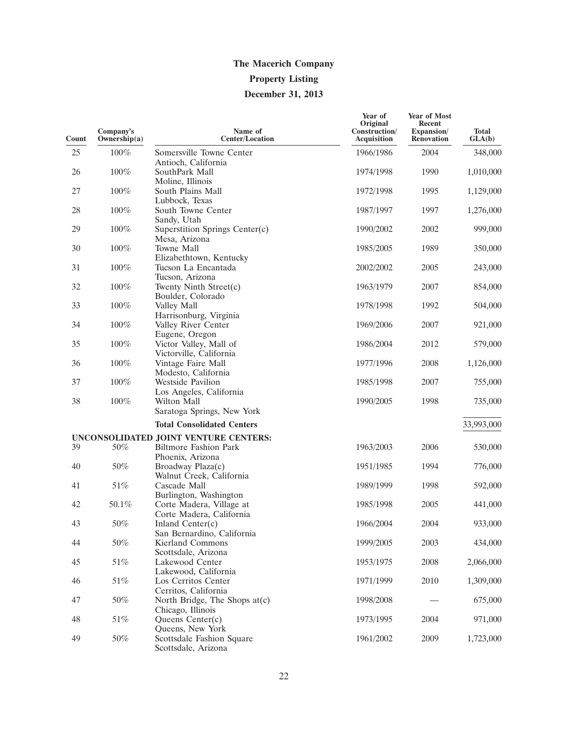# The Macerich Company

## Property Listing

### December 31, 2013

| Count | Company's Ownership(a) | Name of Center/Location | Year of Original Construction/ Acquisition | Year of Most Recent Expansion/ Renovation | Total GLA(b) |
|---|---|---|---|---|---|
| 25 | 100% | Somersville Towne Center<br>Antioch, California | 1966/1986 | 2004 | 348,000 |
| 26 | 100% | SouthPark Mall<br>Moline, Illinois | 1974/1998 | 1990 | 1,010,000 |
| 27 | 100% | South Plains Mall<br>Lubbock, Texas | 1972/1998 | 1995 | 1,129,000 |
| 28 | 100% | South Towne Center<br>Sandy, Utah | 1987/1997 | 1997 | 1,276,000 |
| 29 | 100% | Superstition Springs Center(c)<br>Mesa, Arizona | 1990/2002 | 2002 | 999,000 |
| 30 | 100% | Towne Mall<br>Elizabethtown, Kentucky | 1985/2005 | 1989 | 350,000 |
| 31 | 100% | Tucson La Encantada<br>Tucson, Arizona | 2002/2002 | 2005 | 243,000 |
| 32 | 100% | Twenty Ninth Street(c)<br>Boulder, Colorado | 1963/1979 | 2007 | 854,000 |
| 33 | 100% | Valley Mall<br>Harrisonburg, Virginia | 1978/1998 | 1992 | 504,000 |
| 34 | 100% | Valley River Center<br>Eugene, Oregon | 1969/2006 | 2007 | 921,000 |
| 35 | 100% | Victor Valley, Mall of<br>Victorville, California | 1986/2004 | 2012 | 579,000 |
| 36 | 100% | Vintage Faire Mall<br>Modesto, California | 1977/1996 | 2008 | 1,126,000 |
| 37 | 100% | Westside Pavilion<br>Los Angeles, California | 1985/1998 | 2007 | 755,000 |
| 38 | 100% | Wilton Mall<br>Saratoga Springs, New York | 1990/2005 | 1998 | 735,000 |
| | | **Total Consolidated Centers** | | | 33,993,000 |
| **UNCONSOLIDATED JOINT VENTURE CENTERS:** | | | | | |
| 39 | 50% | Biltmore Fashion Park<br>Phoenix, Arizona | 1963/2003 | 2006 | 530,000 |
| 40 | 50% | Broadway Plaza(c)<br>Walnut Creek, California | 1951/1985 | 1994 | 776,000 |
| 41 | 51% | Cascade Mall<br>Burlington, Washington | 1989/1999 | 1998 | 592,000 |
| 42 | 50.1% | Corte Madera, Village at<br>Corte Madera, California | 1985/1998 | 2005 | 441,000 |
| 43 | 50% | Inland Center(c)<br>San Bernardino, California | 1966/2004 | 2004 | 933,000 |
| 44 | 50% | Kierland Commons<br>Scottsdale, Arizona | 1999/2005 | 2003 | 434,000 |
| 45 | 51% | Lakewood Center<br>Lakewood, California | 1953/1975 | 2008 | 2,066,000 |
| 46 | 51% | Los Cerritos Center<br>Cerritos, California | 1971/1999 | 2010 | 1,309,000 |
| 47 | 50% | North Bridge, The Shops at(c)<br>Chicago, Illinois | 1998/2008 | — | 675,000 |
| 48 | 51% | Queens Center(c)<br>Queens, New York | 1973/1995 | 2004 | 971,000 |
| 49 | 50% | Scottsdale Fashion Square<br>Scottsdale, Arizona | 1961/2002 | 2009 | 1,723,000 |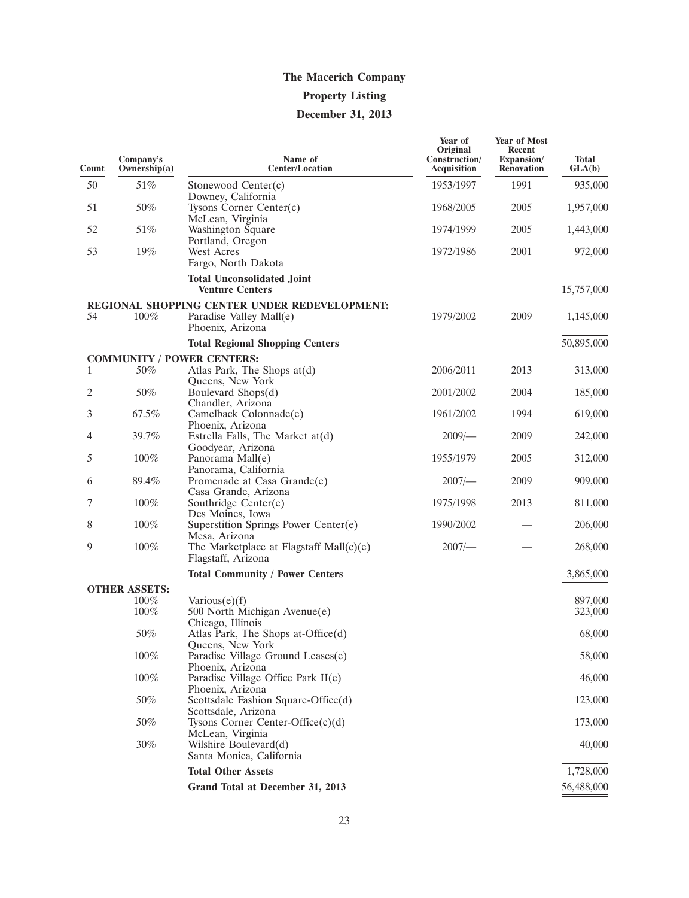# The Macerich Company

## Property Listing

## December 31, 2013

| Count | Company's Ownership(a) | Name of Center/Location | Year of Original Construction/ Acquisition | Year of Most Recent Expansion/ Renovation | Total GLA(b) |
|---|---|---|---|---|---|
| 50 | 51% | Stonewood Center(c) Downey, California | 1953/1997 | 1991 | 935,000 |
| 51 | 50% | Tysons Corner Center(c) McLean, Virginia | 1968/2005 | 2005 | 1,957,000 |
| 52 | 51% | Washington Square Portland, Oregon | 1974/1999 | 2005 | 1,443,000 |
| 53 | 19% | West Acres Fargo, North Dakota | 1972/1986 | 2001 | 972,000 |
| | | **Total Unconsolidated Joint Venture Centers** | | | 15,757,000 |
| **REGIONAL SHOPPING CENTER UNDER REDEVELOPMENT:** | | | | | |
| 54 | 100% | Paradise Valley Mall(e) Phoenix, Arizona | 1979/2002 | 2009 | 1,145,000 |
| | | **Total Regional Shopping Centers** | | | 50,895,000 |
| **COMMUNITY / POWER CENTERS:** | | | | | |
| 1 | 50% | Atlas Park, The Shops at(d) Queens, New York | 2006/2011 | 2013 | 313,000 |
| 2 | 50% | Boulevard Shops(d) Chandler, Arizona | 2001/2002 | 2004 | 185,000 |
| 3 | 67.5% | Camelback Colonnade(e) Phoenix, Arizona | 1961/2002 | 1994 | 619,000 |
| 4 | 39.7% | Estrella Falls, The Market at(d) Goodyear, Arizona | 2009/— | 2009 | 242,000 |
| 5 | 100% | Panorama Mall(e) Panorama, California | 1955/1979 | 2005 | 312,000 |
| 6 | 89.4% | Promenade at Casa Grande(e) Casa Grande, Arizona | 2007/— | 2009 | 909,000 |
| 7 | 100% | Southridge Center(e) Des Moines, Iowa | 1975/1998 | 2013 | 811,000 |
| 8 | 100% | Superstition Springs Power Center(e) Mesa, Arizona | 1990/2002 | — | 206,000 |
| 9 | 100% | The Marketplace at Flagstaff Mall(c)(e) Flagstaff, Arizona | 2007/— | — | 268,000 |
| | | **Total Community / Power Centers** | | | 3,865,000 |
| **OTHER ASSETS:** | | | | | |
| | 100% | Various(e)(f) | | | 897,000 |
| | 100% | 500 North Michigan Avenue(e) Chicago, Illinois | | | 323,000 |
| | 50% | Atlas Park, The Shops at-Office(d) Queens, New York | | | 68,000 |
| | 100% | Paradise Village Ground Leases(e) Phoenix, Arizona | | | 58,000 |
| | 100% | Paradise Village Office Park II(e) Phoenix, Arizona | | | 46,000 |
| | 50% | Scottsdale Fashion Square-Office(d) Scottsdale, Arizona | | | 123,000 |
| | 50% | Tysons Corner Center-Office(c)(d) McLean, Virginia | | | 173,000 |
| | 30% | Wilshire Boulevard(d) Santa Monica, California | | | 40,000 |
| | | **Total Other Assets** | | | 1,728,000 |
| | | **Grand Total at December 31, 2013** | | | 56,488,000 |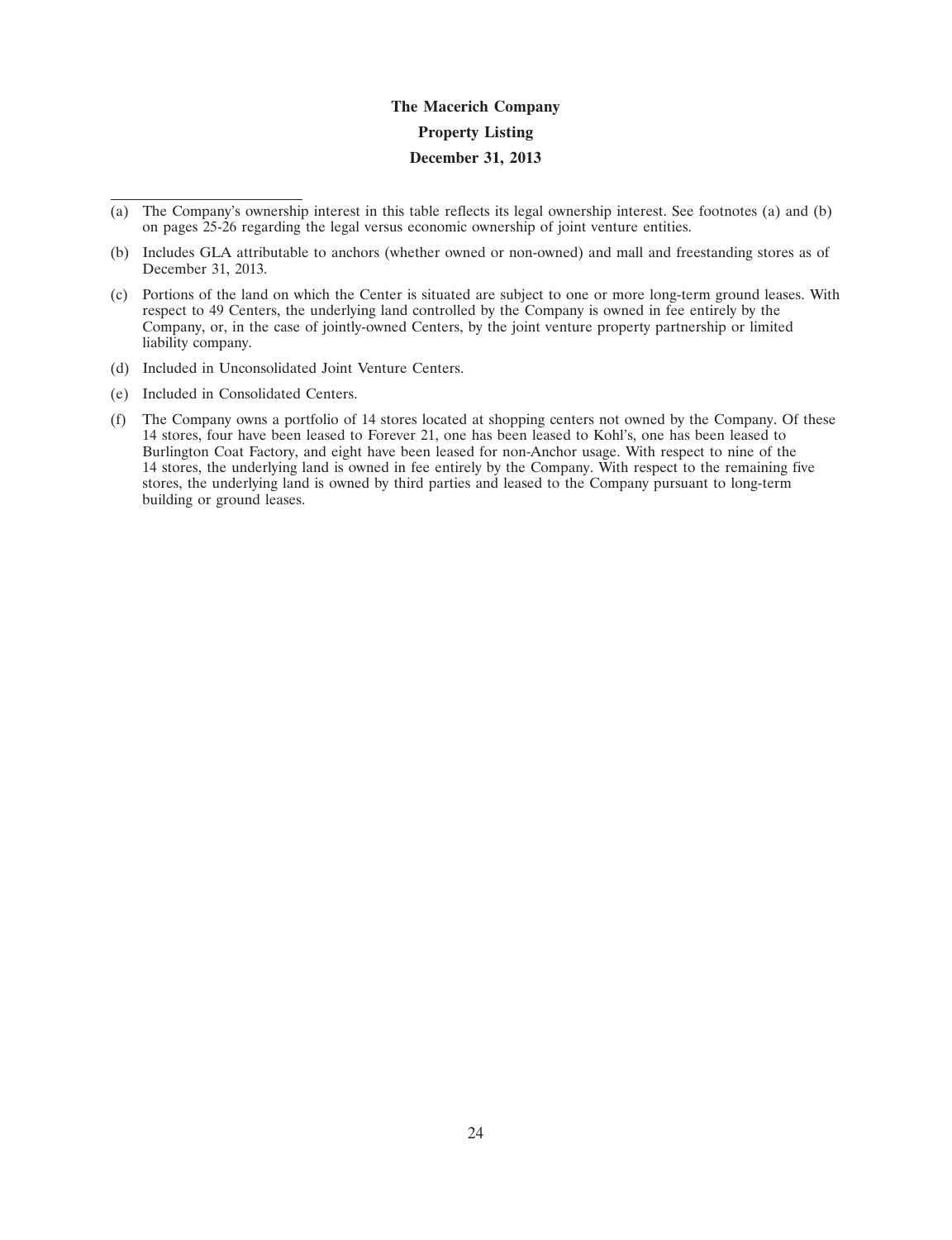**The Macerich Company**

**Property Listing**

**December 31, 2013**

---

(a) The Company's ownership interest in this table reflects its legal ownership interest. See footnotes (a) and (b) on pages 25-26 regarding the legal versus economic ownership of joint venture entities.

(b) Includes GLA attributable to anchors (whether owned or non-owned) and mall and freestanding stores as of December 31, 2013.

(c) Portions of the land on which the Center is situated are subject to one or more long-term ground leases. With respect to 49 Centers, the underlying land controlled by the Company is owned in fee entirely by the Company, or, in the case of jointly-owned Centers, by the joint venture property partnership or limited liability company.

(d) Included in Unconsolidated Joint Venture Centers.

(e) Included in Consolidated Centers.

(f) The Company owns a portfolio of 14 stores located at shopping centers not owned by the Company. Of these 14 stores, four have been leased to Forever 21, one has been leased to Kohl's, one has been leased to Burlington Coat Factory, and eight have been leased for non-Anchor usage. With respect to nine of the 14 stores, the underlying land is owned in fee entirely by the Company. With respect to the remaining five stores, the underlying land is owned by third parties and leased to the Company pursuant to long-term building or ground leases.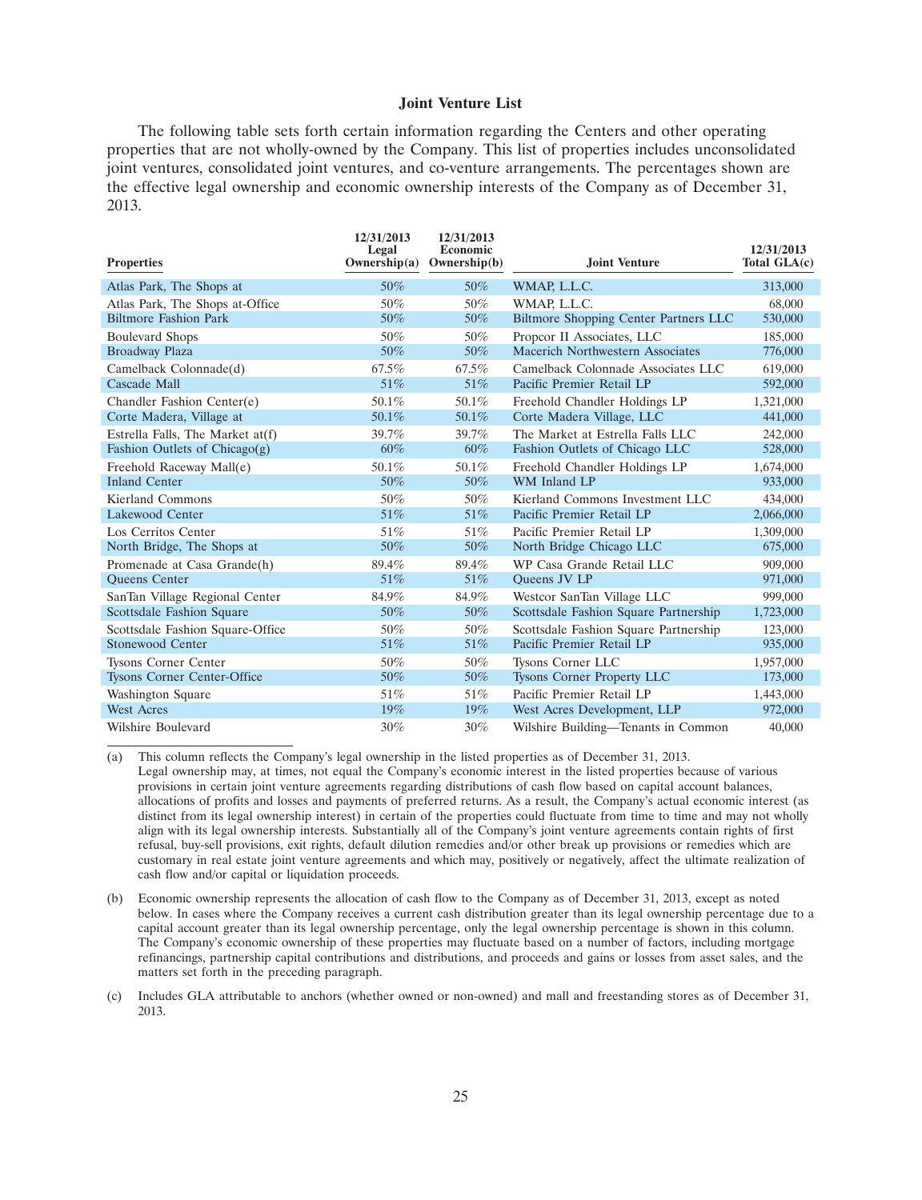### Joint Venture List

The following table sets forth certain information regarding the Centers and other operating properties that are not wholly-owned by the Company. This list of properties includes unconsolidated joint ventures, consolidated joint ventures, and co-venture arrangements. The percentages shown are the effective legal ownership and economic ownership interests of the Company as of December 31, 2013.

| Properties | 12/31/2013 Legal Ownership(a) | 12/31/2013 Economic Ownership(b) | Joint Venture | 12/31/2013 Total GLA(c) |
|---|---|---|---|---|
| Atlas Park, The Shops at | 50% | 50% | WMAP, L.L.C. | 313,000 |
| Atlas Park, The Shops at-Office | 50% | 50% | WMAP, L.L.C. | 68,000 |
| Biltmore Fashion Park | 50% | 50% | Biltmore Shopping Center Partners LLC | 530,000 |
| Boulevard Shops | 50% | 50% | Propcor II Associates, LLC | 185,000 |
| Broadway Plaza | 50% | 50% | Macerich Northwestern Associates | 776,000 |
| Camelback Colonnade(d) | 67.5% | 67.5% | Camelback Colonnade Associates LLC | 619,000 |
| Cascade Mall | 51% | 51% | Pacific Premier Retail LP | 592,000 |
| Chandler Fashion Center(e) | 50.1% | 50.1% | Freehold Chandler Holdings LP | 1,321,000 |
| Corte Madera, Village at | 50.1% | 50.1% | Corte Madera Village, LLC | 441,000 |
| Estrella Falls, The Market at(f) | 39.7% | 39.7% | The Market at Estrella Falls LLC | 242,000 |
| Fashion Outlets of Chicago(g) | 60% | 60% | Fashion Outlets of Chicago LLC | 528,000 |
| Freehold Raceway Mall(e) | 50.1% | 50.1% | Freehold Chandler Holdings LP | 1,674,000 |
| Inland Center | 50% | 50% | WM Inland LP | 933,000 |
| Kierland Commons | 50% | 50% | Kierland Commons Investment LLC | 434,000 |
| Lakewood Center | 51% | 51% | Pacific Premier Retail LP | 2,066,000 |
| Los Cerritos Center | 51% | 51% | Pacific Premier Retail LP | 1,309,000 |
| North Bridge, The Shops at | 50% | 50% | North Bridge Chicago LLC | 675,000 |
| Promenade at Casa Grande(h) | 89.4% | 89.4% | WP Casa Grande Retail LLC | 909,000 |
| Queens Center | 51% | 51% | Queens JV LP | 971,000 |
| SanTan Village Regional Center | 84.9% | 84.9% | Westcor SanTan Village LLC | 999,000 |
| Scottsdale Fashion Square | 50% | 50% | Scottsdale Fashion Square Partnership | 1,723,000 |
| Scottsdale Fashion Square-Office | 50% | 50% | Scottsdale Fashion Square Partnership | 123,000 |
| Stonewood Center | 51% | 51% | Pacific Premier Retail LP | 935,000 |
| Tysons Corner Center | 50% | 50% | Tysons Corner LLC | 1,957,000 |
| Tysons Corner Center-Office | 50% | 50% | Tysons Corner Property LLC | 173,000 |
| Washington Square | 51% | 51% | Pacific Premier Retail LP | 1,443,000 |
| West Acres | 19% | 19% | West Acres Development, LLP | 972,000 |
| Wilshire Boulevard | 30% | 30% | Wilshire Building—Tenants in Common | 40,000 |

(a) This column reflects the Company's legal ownership in the listed properties as of December 31, 2013. Legal ownership may, at times, not equal the Company's economic interest in the listed properties because of various provisions in certain joint venture agreements regarding distributions of cash flow based on capital account balances, allocations of profits and losses and payments of preferred returns. As a result, the Company's actual economic interest (as distinct from its legal ownership interest) in certain of the properties could fluctuate from time to time and may not wholly align with its legal ownership interests. Substantially all of the Company's joint venture agreements contain rights of first refusal, buy-sell provisions, exit rights, default dilution remedies and/or other break up provisions or remedies which are customary in real estate joint venture agreements and which may, positively or negatively, affect the ultimate realization of cash flow and/or capital or liquidation proceeds.

(b) Economic ownership represents the allocation of cash flow to the Company as of December 31, 2013, except as noted below. In cases where the Company receives a current cash distribution greater than its legal ownership percentage due to a capital account greater than its legal ownership percentage, only the legal ownership percentage is shown in this column. The Company's economic ownership of these properties may fluctuate based on a number of factors, including mortgage refinancings, partnership capital contributions and distributions, and proceeds and gains or losses from asset sales, and the matters set forth in the preceding paragraph.

(c) Includes GLA attributable to anchors (whether owned or non-owned) and mall and freestanding stores as of December 31, 2013.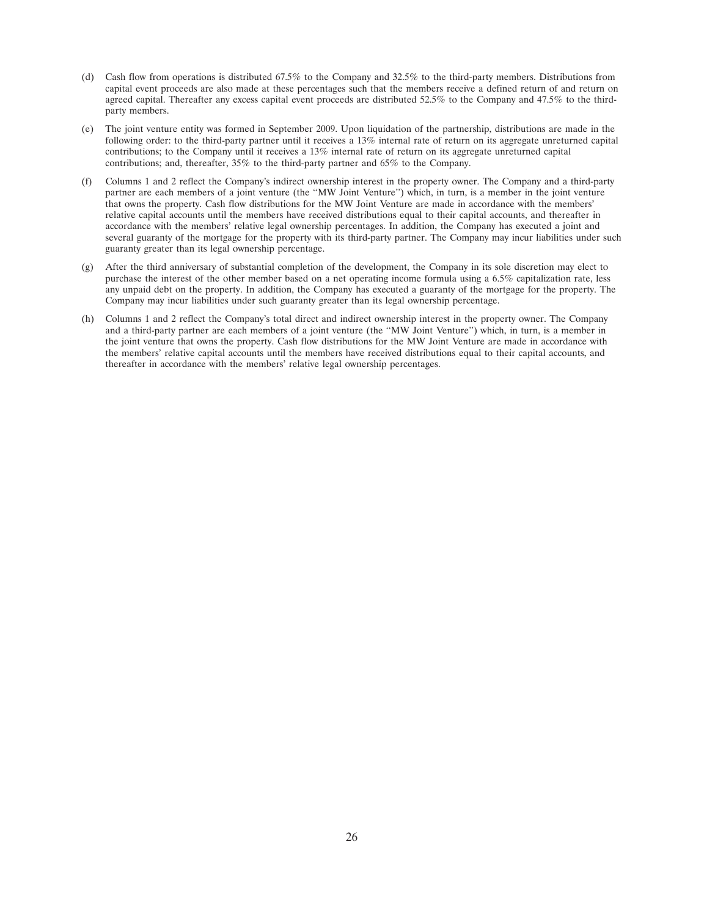(d) Cash flow from operations is distributed 67.5% to the Company and 32.5% to the third-party members. Distributions from capital event proceeds are also made at these percentages such that the members receive a defined return of and return on agreed capital. Thereafter any excess capital event proceeds are distributed 52.5% to the Company and 47.5% to the third-party members.

(e) The joint venture entity was formed in September 2009. Upon liquidation of the partnership, distributions are made in the following order: to the third-party partner until it receives a 13% internal rate of return on its aggregate unreturned capital contributions; to the Company until it receives a 13% internal rate of return on its aggregate unreturned capital contributions; and, thereafter, 35% to the third-party partner and 65% to the Company.

(f) Columns 1 and 2 reflect the Company's indirect ownership interest in the property owner. The Company and a third-party partner are each members of a joint venture (the ''MW Joint Venture'') which, in turn, is a member in the joint venture that owns the property. Cash flow distributions for the MW Joint Venture are made in accordance with the members' relative capital accounts until the members have received distributions equal to their capital accounts, and thereafter in accordance with the members' relative legal ownership percentages. In addition, the Company has executed a joint and several guaranty of the mortgage for the property with its third-party partner. The Company may incur liabilities under such guaranty greater than its legal ownership percentage.

(g) After the third anniversary of substantial completion of the development, the Company in its sole discretion may elect to purchase the interest of the other member based on a net operating income formula using a 6.5% capitalization rate, less any unpaid debt on the property. In addition, the Company has executed a guaranty of the mortgage for the property. The Company may incur liabilities under such guaranty greater than its legal ownership percentage.

(h) Columns 1 and 2 reflect the Company's total direct and indirect ownership interest in the property owner. The Company and a third-party partner are each members of a joint venture (the ''MW Joint Venture'') which, in turn, is a member in the joint venture that owns the property. Cash flow distributions for the MW Joint Venture are made in accordance with the members' relative capital accounts until the members have received distributions equal to their capital accounts, and thereafter in accordance with the members' relative legal ownership percentages.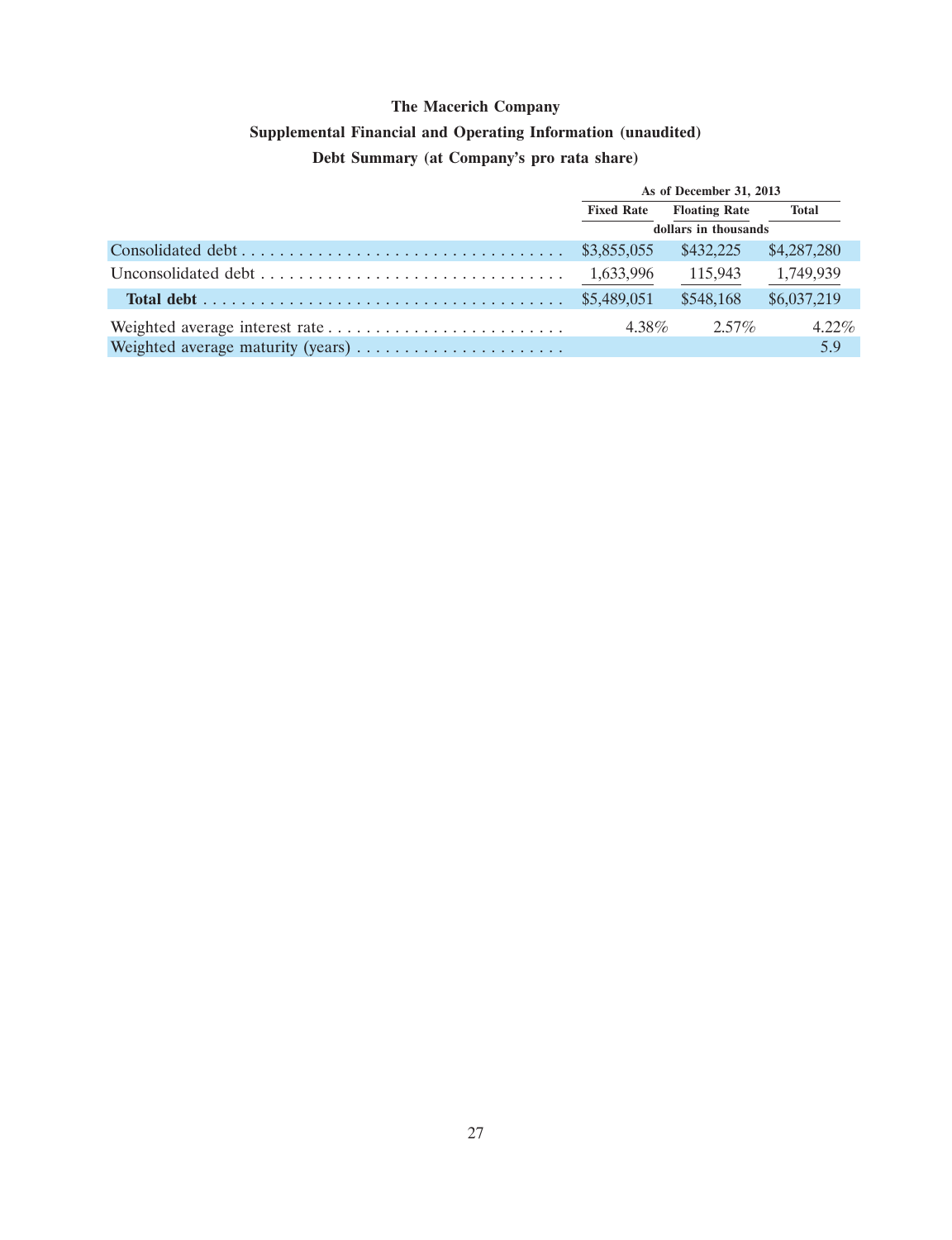**The Macerich Company**

**Supplemental Financial and Operating Information (unaudited)**

**Debt Summary (at Company's pro rata share)**

| | As of December 31, 2013 | | |
|---|---|---|---|
| | Fixed Rate | Floating Rate | Total |
| | dollars in thousands | | |
| Consolidated debt | $3,855,055 | $432,225 | $4,287,280 |
| Unconsolidated debt | 1,633,996 | 115,943 | 1,749,939 |
| **Total debt** | $5,489,051 | $548,168 | $6,037,219 |
| Weighted average interest rate | 4.38% | 2.57% | 4.22% |
| Weighted average maturity (years) | | | 5.9 |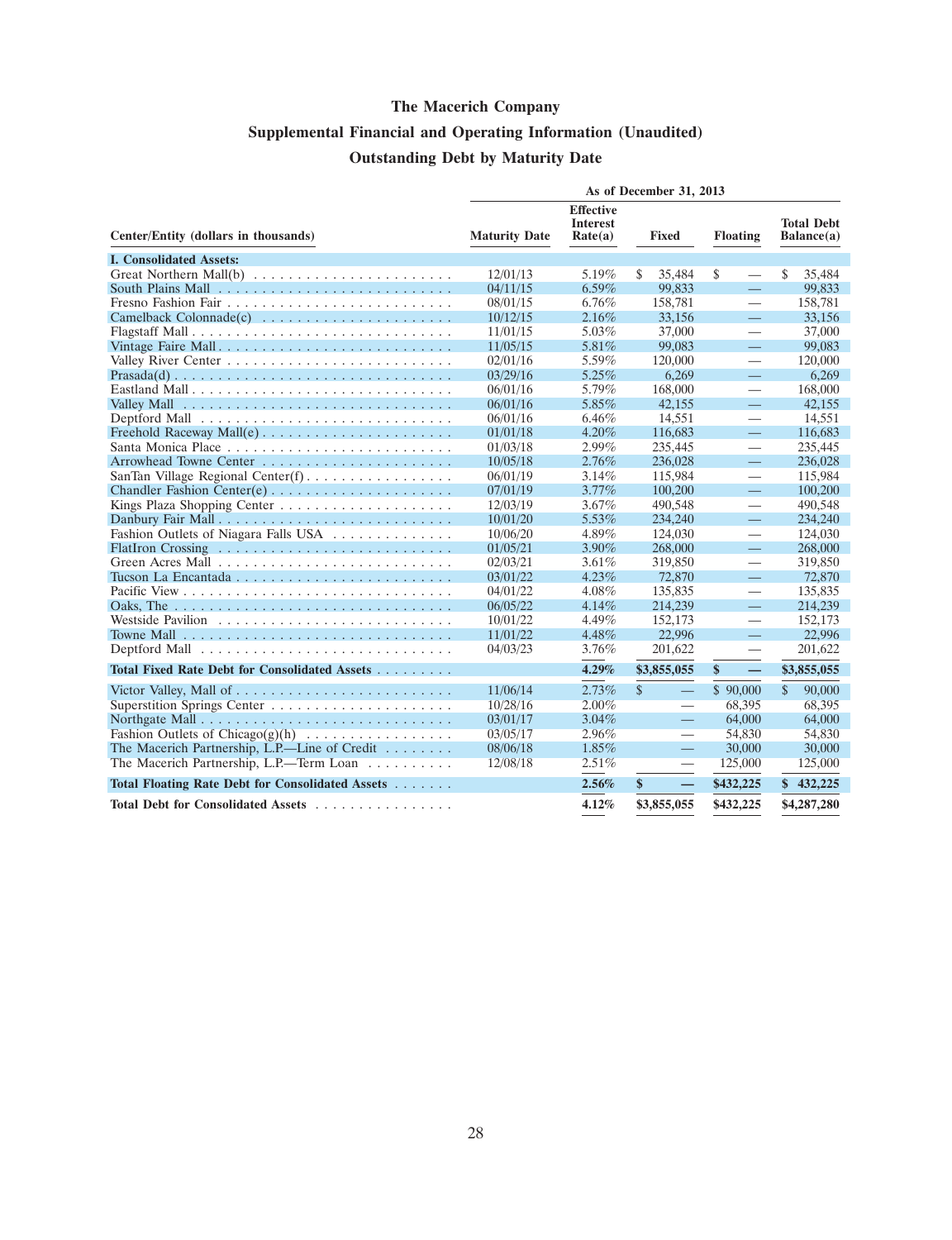# The Macerich Company

## Supplemental Financial and Operating Information (Unaudited)

## Outstanding Debt by Maturity Date

| Center/Entity (dollars in thousands) | As of December 31, 2013 | | | | |
|---|---|---|---|---|---|
| | Maturity Date | Effective Interest Rate(a) | Fixed | Floating | Total Debt Balance(a) |
| **I. Consolidated Assets:** | | | | | |
| Great Northern Mall(b) | 12/01/13 | 5.19% | $ 35,484 | $ — | $ 35,484 |
| South Plains Mall | 04/11/15 | 6.59% | 99,833 | — | 99,833 |
| Fresno Fashion Fair | 08/01/15 | 6.76% | 158,781 | — | 158,781 |
| Camelback Colonnade(c) | 10/12/15 | 2.16% | 33,156 | — | 33,156 |
| Flagstaff Mall | 11/01/15 | 5.03% | 37,000 | — | 37,000 |
| Vintage Faire Mall | 11/05/15 | 5.81% | 99,083 | — | 99,083 |
| Valley River Center | 02/01/16 | 5.59% | 120,000 | — | 120,000 |
| Prasada(d) | 03/29/16 | 5.25% | 6,269 | — | 6,269 |
| Eastland Mall | 06/01/16 | 5.79% | 168,000 | — | 168,000 |
| Valley Mall | 06/01/16 | 5.85% | 42,155 | — | 42,155 |
| Deptford Mall | 06/01/16 | 6.46% | 14,551 | — | 14,551 |
| Freehold Raceway Mall(e) | 01/01/18 | 4.20% | 116,683 | — | 116,683 |
| Santa Monica Place | 01/03/18 | 2.99% | 235,445 | — | 235,445 |
| Arrowhead Towne Center | 10/05/18 | 2.76% | 236,028 | — | 236,028 |
| SanTan Village Regional Center(f) | 06/01/19 | 3.14% | 115,984 | — | 115,984 |
| Chandler Fashion Center(e) | 07/01/19 | 3.77% | 100,200 | — | 100,200 |
| Kings Plaza Shopping Center | 12/03/19 | 3.67% | 490,548 | — | 490,548 |
| Danbury Fair Mall | 10/01/20 | 5.53% | 234,240 | — | 234,240 |
| Fashion Outlets of Niagara Falls USA | 10/06/20 | 4.89% | 124,030 | — | 124,030 |
| FlatIron Crossing | 01/05/21 | 3.90% | 268,000 | — | 268,000 |
| Green Acres Mall | 02/03/21 | 3.61% | 319,850 | — | 319,850 |
| Tucson La Encantada | 03/01/22 | 4.23% | 72,870 | — | 72,870 |
| Pacific View | 04/01/22 | 4.08% | 135,835 | — | 135,835 |
| Oaks, The | 06/05/22 | 4.14% | 214,239 | — | 214,239 |
| Westside Pavilion | 10/01/22 | 4.49% | 152,173 | — | 152,173 |
| Towne Mall | 11/01/22 | 4.48% | 22,996 | — | 22,996 |
| Deptford Mall | 04/03/23 | 3.76% | 201,622 | — | 201,622 |
| **Total Fixed Rate Debt for Consolidated Assets** | | **4.29%** | **$3,855,055** | **$ —** | **$3,855,055** |
| Victor Valley, Mall of | 11/06/14 | 2.73% | $ — | $ 90,000 | $ 90,000 |
| Superstition Springs Center | 10/28/16 | 2.00% | — | 68,395 | 68,395 |
| Northgate Mall | 03/01/17 | 3.04% | — | 64,000 | 64,000 |
| Fashion Outlets of Chicago(g)(h) | 03/05/17 | 2.96% | — | 54,830 | 54,830 |
| The Macerich Partnership, L.P.—Line of Credit | 08/06/18 | 1.85% | — | 30,000 | 30,000 |
| The Macerich Partnership, L.P.—Term Loan | 12/08/18 | 2.51% | — | 125,000 | 125,000 |
| **Total Floating Rate Debt for Consolidated Assets** | | **2.56%** | **$ —** | **$432,225** | **$ 432,225** |
| **Total Debt for Consolidated Assets** | | **4.12%** | **$3,855,055** | **$432,225** | **$4,287,280** |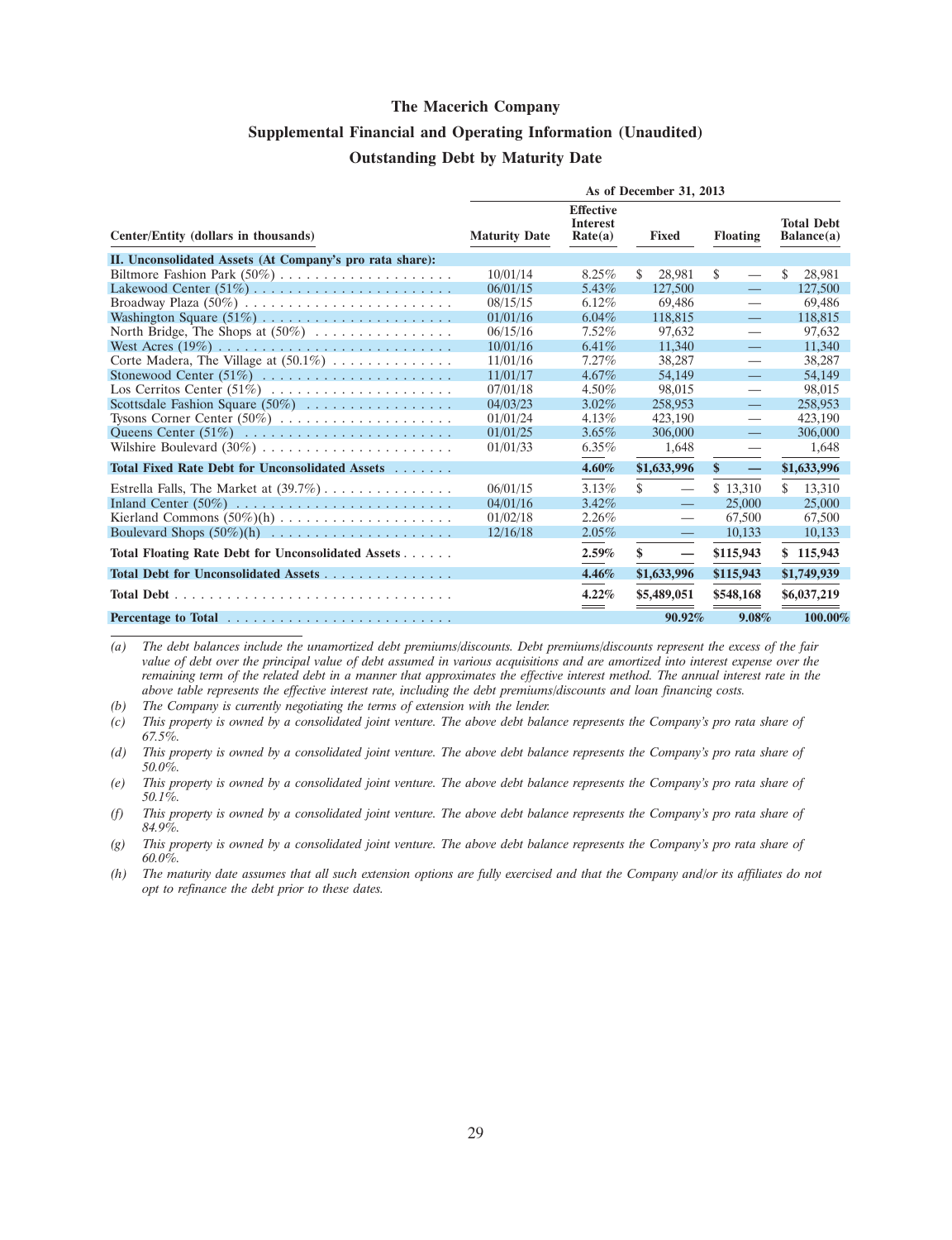# The Macerich Company

## Supplemental Financial and Operating Information (Unaudited)

## Outstanding Debt by Maturity Date

| Center/Entity (dollars in thousands) | As of December 31, 2013 | | | | |
|---|---|---|---|---|---|
| | Maturity Date | Effective Interest Rate(a) | Fixed | Floating | Total Debt Balance(a) |
| **II. Unconsolidated Assets (At Company's pro rata share):** | | | | | |
| Biltmore Fashion Park (50%) | 10/01/14 | 8.25% | $ 28,981 | $ — | $ 28,981 |
| Lakewood Center (51%) | 06/01/15 | 5.43% | 127,500 | — | 127,500 |
| Broadway Plaza (50%) | 08/15/15 | 6.12% | 69,486 | — | 69,486 |
| Washington Square (51%) | 01/01/16 | 6.04% | 118,815 | — | 118,815 |
| North Bridge, The Shops at (50%) | 06/15/16 | 7.52% | 97,632 | — | 97,632 |
| West Acres (19%) | 10/01/16 | 6.41% | 11,340 | — | 11,340 |
| Corte Madera, The Village at (50.1%) | 11/01/16 | 7.27% | 38,287 | — | 38,287 |
| Stonewood Center (51%) | 11/01/17 | 4.67% | 54,149 | — | 54,149 |
| Los Cerritos Center (51%) | 07/01/18 | 4.50% | 98,015 | — | 98,015 |
| Scottsdale Fashion Square (50%) | 04/03/23 | 3.02% | 258,953 | — | 258,953 |
| Tysons Corner Center (50%) | 01/01/24 | 4.13% | 423,190 | — | 423,190 |
| Queens Center (51%) | 01/01/25 | 3.65% | 306,000 | — | 306,000 |
| Wilshire Boulevard (30%) | 01/01/33 | 6.35% | 1,648 | — | 1,648 |
| **Total Fixed Rate Debt for Unconsolidated Assets** | | **4.60%** | **$1,633,996** | **$ —** | **$1,633,996** |
| Estrella Falls, The Market at (39.7%) | 06/01/15 | 3.13% | $ — | $ 13,310 | $ 13,310 |
| Inland Center (50%) | 04/01/16 | 3.42% | — | 25,000 | 25,000 |
| Kierland Commons (50%)(h) | 01/02/18 | 2.26% | — | 67,500 | 67,500 |
| Boulevard Shops (50%)(h) | 12/16/18 | 2.05% | — | 10,133 | 10,133 |
| **Total Floating Rate Debt for Unconsolidated Assets** | | **2.59%** | **$ —** | **$115,943** | **$ 115,943** |
| **Total Debt for Unconsolidated Assets** | | **4.46%** | **$1,633,996** | **$115,943** | **$1,749,939** |
| **Total Debt** | | **4.22%** | **$5,489,051** | **$548,168** | **$6,037,219** |
| **Percentage to Total** | | | **90.92%** | **9.08%** | **100.00%** |

*(a) The debt balances include the unamortized debt premiums/discounts. Debt premiums/discounts represent the excess of the fair value of debt over the principal value of debt assumed in various acquisitions and are amortized into interest expense over the remaining term of the related debt in a manner that approximates the effective interest method. The annual interest rate in the above table represents the effective interest rate, including the debt premiums/discounts and loan financing costs.*

*(b) The Company is currently negotiating the terms of extension with the lender.*

*(c) This property is owned by a consolidated joint venture. The above debt balance represents the Company's pro rata share of 67.5%.*

*(d) This property is owned by a consolidated joint venture. The above debt balance represents the Company's pro rata share of 50.0%.*

*(e) This property is owned by a consolidated joint venture. The above debt balance represents the Company's pro rata share of 50.1%.*

*(f) This property is owned by a consolidated joint venture. The above debt balance represents the Company's pro rata share of 84.9%.*

*(g) This property is owned by a consolidated joint venture. The above debt balance represents the Company's pro rata share of 60.0%.*

*(h) The maturity date assumes that all such extension options are fully exercised and that the Company and/or its affiliates do not opt to refinance the debt prior to these dates.*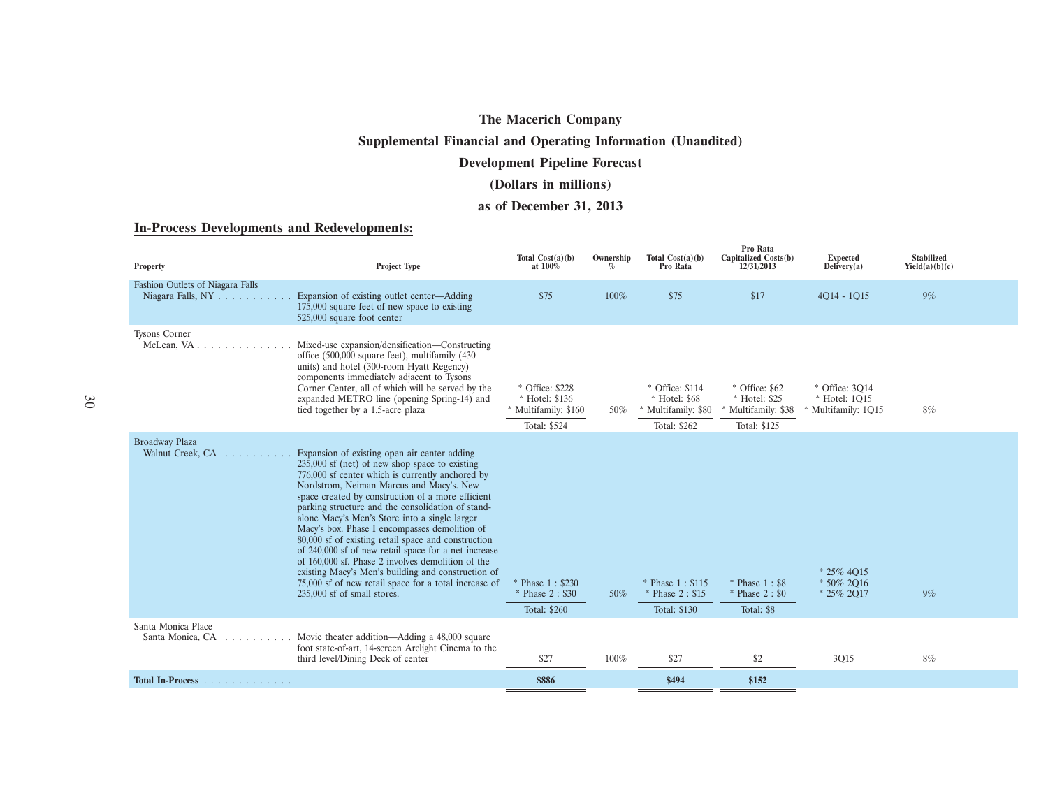# The Macerich Company

## Supplemental Financial and Operating Information (Unaudited)

## Development Pipeline Forecast

## (Dollars in millions)

## as of December 31, 2013

### In-Process Developments and Redevelopments:

| Property | Project Type | Total Cost(a)(b) at 100% | Ownership % | Total Cost(a)(b) Pro Rata | Pro Rata Capitalized Costs(b) 12/31/2013 | Expected Delivery(a) | Stabilized Yield(a)(b)(c) |
|---|---|---|---|---|---|---|---|
| Fashion Outlets of Niagara Falls<br>Niagara Falls, NY | Expansion of existing outlet center—Adding 175,000 square feet of new space to existing 525,000 square foot center | $75 | 100% | $75 | $17 | 4Q14 - 1Q15 | 9% |
| Tysons Corner<br>McLean, VA | Mixed-use expansion/densification—Constructing office (500,000 square feet), multifamily (430 units) and hotel (300-room Hyatt Regency) components immediately adjacent to Tysons Corner Center, all of which will be served by the expanded METRO line (opening Spring-14) and tied together by a 1.5-acre plaza | * Office: $228<br>* Hotel: $136<br>* Multifamily: $160<br>Total: $524 | 50% | * Office: $114<br>* Hotel: $68<br>* Multifamily: $80<br>Total: $262 | * Office: $62<br>* Hotel: $25<br>* Multifamily: $38<br>Total: $125 | * Office: 3Q14<br>* Hotel: 1Q15<br>* Multifamily: 1Q15 | 8% |
| Broadway Plaza<br>Walnut Creek, CA | Expansion of existing open air center adding 235,000 sf (net) of new shop space to existing 776,000 sf center which is currently anchored by Nordstrom, Neiman Marcus and Macy's. New space created by construction of a more efficient parking structure and the consolidation of stand-alone Macy's Men's Store into a single larger Macy's box. Phase I encompasses demolition of 80,000 sf of existing retail space and construction of 240,000 sf of new retail space for a net increase of 160,000 sf. Phase 2 involves demolition of the existing Macy's Men's building and construction of 75,000 sf of new retail space for a total increase of 235,000 sf of small stores. | * Phase 1 : $230<br>* Phase 2 : $30<br>Total: $260 | 50% | * Phase 1 : $115<br>* Phase 2 : $15<br>Total: $130 | * Phase 1 : $8<br>* Phase 2 : $0<br>Total: $8 | * 25% 4Q15<br>* 50% 2Q16<br>* 25% 2Q17 | 9% |
| Santa Monica Place<br>Santa Monica, CA | Movie theater addition—Adding a 48,000 square foot state-of-art, 14-screen Arclight Cinema to the third level/Dining Deck of center | $27 | 100% | $27 | $2 | 3Q15 | 8% |
| **Total In-Process** | | **$886** | | **$494** | **$152** | | |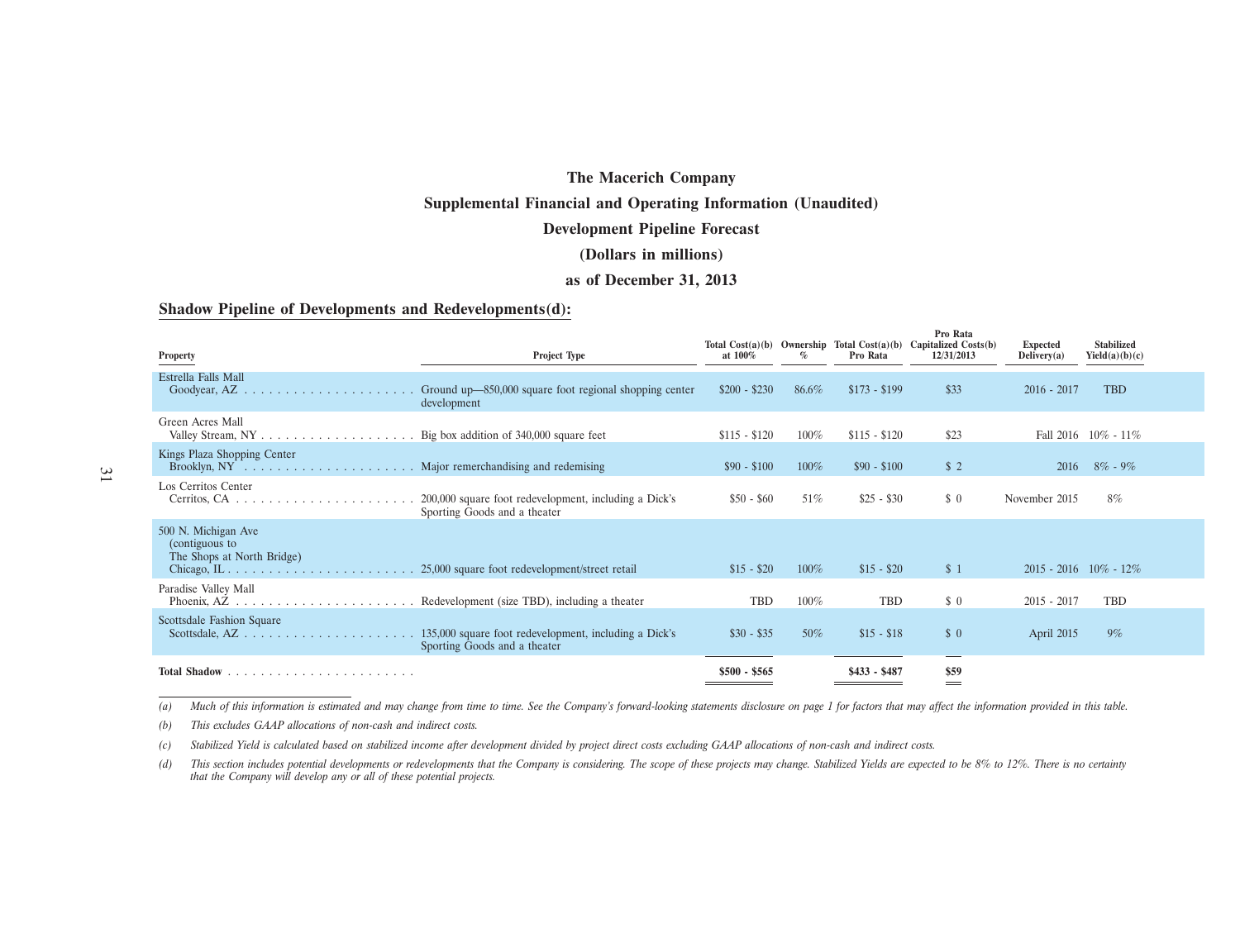# The Macerich Company

## Supplemental Financial and Operating Information (Unaudited)

## Development Pipeline Forecast

## (Dollars in millions)

## as of December 31, 2013

**Shadow Pipeline of Developments and Redevelopments(d):**

| Property | Project Type | Total Cost(a)(b) at 100% | Ownership % | Total Cost(a)(b) Pro Rata | Pro Rata Capitalized Costs(b) 12/31/2013 | Expected Delivery(a) | Stabilized Yield(a)(b)(c) |
|---|---|---|---|---|---|---|---|
| Estrella Falls Mall Goodyear, AZ | Ground up—850,000 square foot regional shopping center development | $200 - $230 | 86.6% | $173 - $199 | $33 | 2016 - 2017 | TBD |
| Green Acres Mall Valley Stream, NY | Big box addition of 340,000 square feet | $115 - $120 | 100% | $115 - $120 | $23 | Fall 2016 | 10% - 11% |
| Kings Plaza Shopping Center Brooklyn, NY | Major remerchandising and redemising | $90 - $100 | 100% | $90 - $100 | $ 2 | 2016 | 8% - 9% |
| Los Cerritos Center Cerritos, CA | 200,000 square foot redevelopment, including a Dick's Sporting Goods and a theater | $50 - $60 | 51% | $25 - $30 | $ 0 | November 2015 | 8% |
| 500 N. Michigan Ave (contiguous to The Shops at North Bridge) Chicago, IL | 25,000 square foot redevelopment/street retail | $15 - $20 | 100% | $15 - $20 | $ 1 | 2015 - 2016 | 10% - 12% |
| Paradise Valley Mall Phoenix, AZ | Redevelopment (size TBD), including a theater | TBD | 100% | TBD | $ 0 | 2015 - 2017 | TBD |
| Scottsdale Fashion Square Scottsdale, AZ | 135,000 square foot redevelopment, including a Dick's Sporting Goods and a theater | $30 - $35 | 50% | $15 - $18 | $ 0 | April 2015 | 9% |
| **Total Shadow** | | **$500 - $565** | | **$433 - $487** | **$59** | | |

*(a) Much of this information is estimated and may change from time to time. See the Company's forward-looking statements disclosure on page 1 for factors that may affect the information provided in this table.*

*(b) This excludes GAAP allocations of non-cash and indirect costs.*

*(c) Stabilized Yield is calculated based on stabilized income after development divided by project direct costs excluding GAAP allocations of non-cash and indirect costs.*

*(d) This section includes potential developments or redevelopments that the Company is considering. The scope of these projects may change. Stabilized Yields are expected to be 8% to 12%. There is no certainty that the Company will develop any or all of these potential projects.*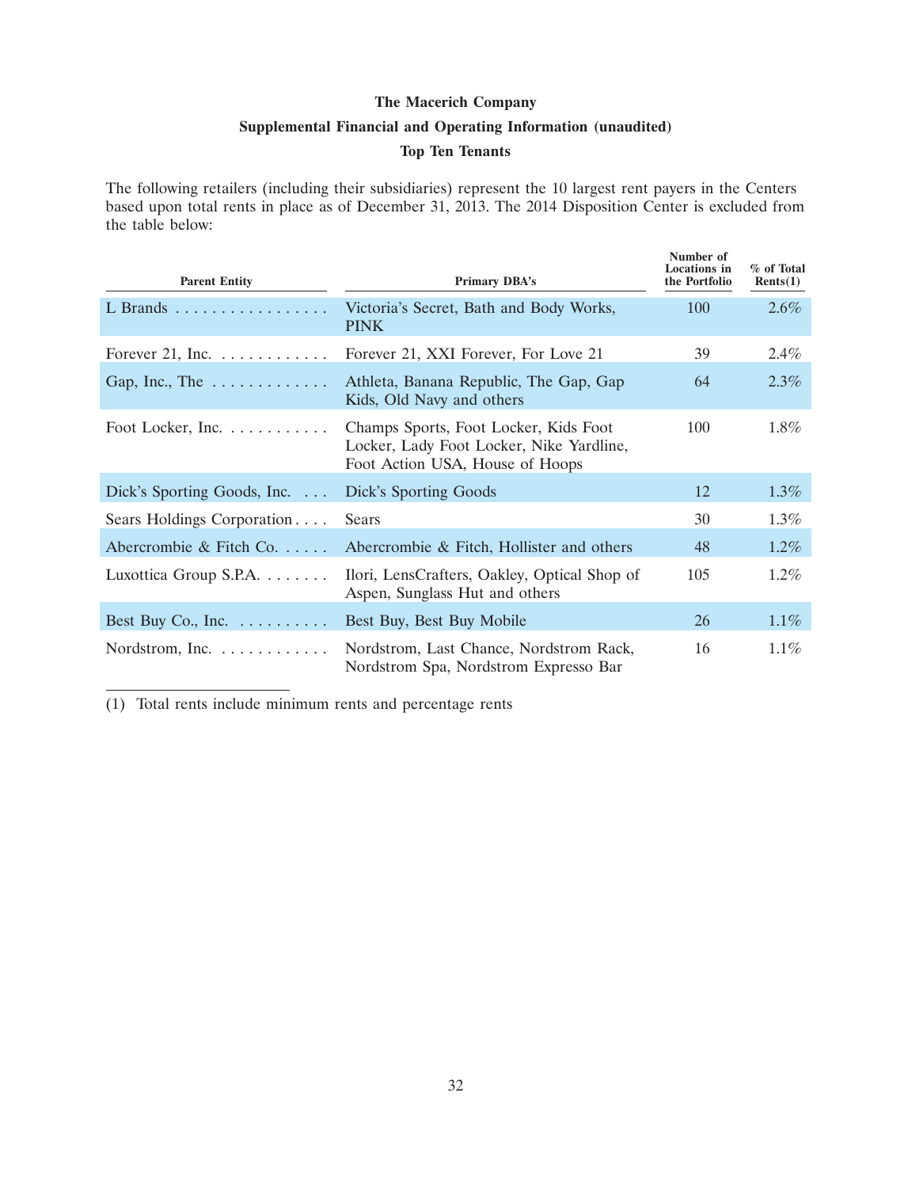# The Macerich Company

## Supplemental Financial and Operating Information (unaudited)

### Top Ten Tenants

The following retailers (including their subsidiaries) represent the 10 largest rent payers in the Centers based upon total rents in place as of December 31, 2013. The 2014 Disposition Center is excluded from the table below:

| Parent Entity | Primary DBA's | Number of Locations in the Portfolio | % of Total Rents(1) |
|---|---|---|---|
| L Brands | Victoria's Secret, Bath and Body Works, PINK | 100 | 2.6% |
| Forever 21, Inc. | Forever 21, XXI Forever, For Love 21 | 39 | 2.4% |
| Gap, Inc., The | Athleta, Banana Republic, The Gap, Gap Kids, Old Navy and others | 64 | 2.3% |
| Foot Locker, Inc. | Champs Sports, Foot Locker, Kids Foot Locker, Lady Foot Locker, Nike Yardline, Foot Action USA, House of Hoops | 100 | 1.8% |
| Dick's Sporting Goods, Inc. | Dick's Sporting Goods | 12 | 1.3% |
| Sears Holdings Corporation | Sears | 30 | 1.3% |
| Abercrombie & Fitch Co. | Abercrombie & Fitch, Hollister and others | 48 | 1.2% |
| Luxottica Group S.P.A. | Ilori, LensCrafters, Oakley, Optical Shop of Aspen, Sunglass Hut and others | 105 | 1.2% |
| Best Buy Co., Inc. | Best Buy, Best Buy Mobile | 26 | 1.1% |
| Nordstrom, Inc. | Nordstrom, Last Chance, Nordstrom Rack, Nordstrom Spa, Nordstrom Expresso Bar | 16 | 1.1% |

(1) Total rents include minimum rents and percentage rents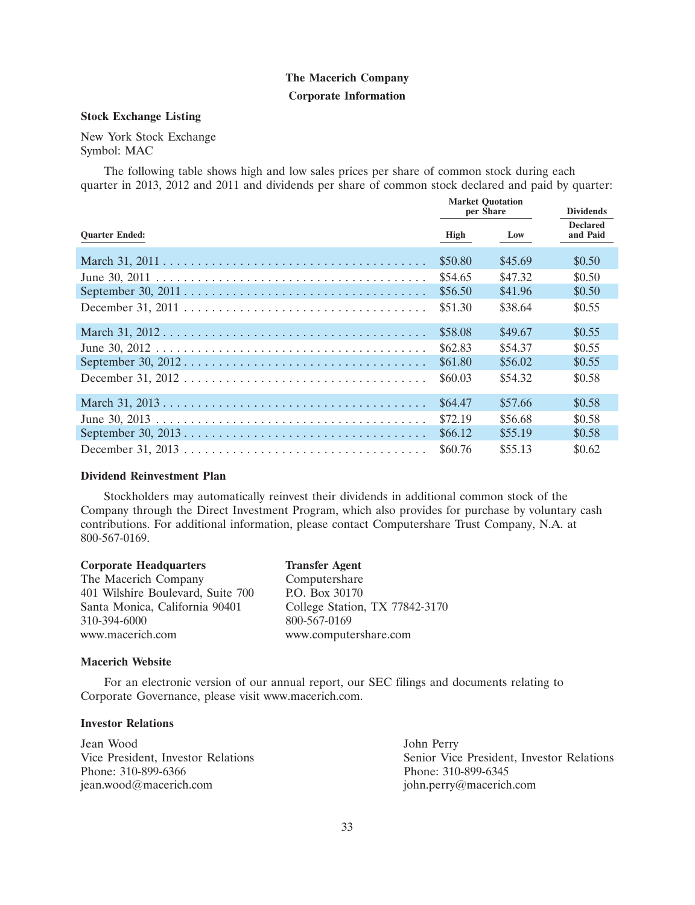## The Macerich Company

## Corporate Information

### Stock Exchange Listing

New York Stock Exchange
Symbol: MAC

The following table shows high and low sales prices per share of common stock during each quarter in 2013, 2012 and 2011 and dividends per share of common stock declared and paid by quarter:

| | Market Quotation per Share | | Dividends |
|---|---|---|---|
| Quarter Ended: | High | Low | Declared and Paid |
| March 31, 2011 | $50.80 | $45.69 | $0.50 |
| June 30, 2011 | $54.65 | $47.32 | $0.50 |
| September 30, 2011 | $56.50 | $41.96 | $0.50 |
| December 31, 2011 | $51.30 | $38.64 | $0.55 |
| March 31, 2012 | $58.08 | $49.67 | $0.55 |
| June 30, 2012 | $62.83 | $54.37 | $0.55 |
| September 30, 2012 | $61.80 | $56.02 | $0.55 |
| December 31, 2012 | $60.03 | $54.32 | $0.58 |
| March 31, 2013 | $64.47 | $57.66 | $0.58 |
| June 30, 2013 | $72.19 | $56.68 | $0.58 |
| September 30, 2013 | $66.12 | $55.19 | $0.58 |
| December 31, 2013 | $60.76 | $55.13 | $0.62 |

### Dividend Reinvestment Plan

Stockholders may automatically reinvest their dividends in additional common stock of the Company through the Direct Investment Program, which also provides for purchase by voluntary cash contributions. For additional information, please contact Computershare Trust Company, N.A. at 800-567-0169.

**Corporate Headquarters**
The Macerich Company
401 Wilshire Boulevard, Suite 700
Santa Monica, California 90401
310-394-6000
www.macerich.com

**Transfer Agent**
Computershare
P.O. Box 30170
College Station, TX 77842-3170
800-567-0169
www.computershare.com

### Macerich Website

For an electronic version of our annual report, our SEC filings and documents relating to Corporate Governance, please visit www.macerich.com.

### Investor Relations

Jean Wood
Vice President, Investor Relations
Phone: 310-899-6366
jean.wood@macerich.com

John Perry
Senior Vice President, Investor Relations
Phone: 310-899-6345
john.perry@macerich.com